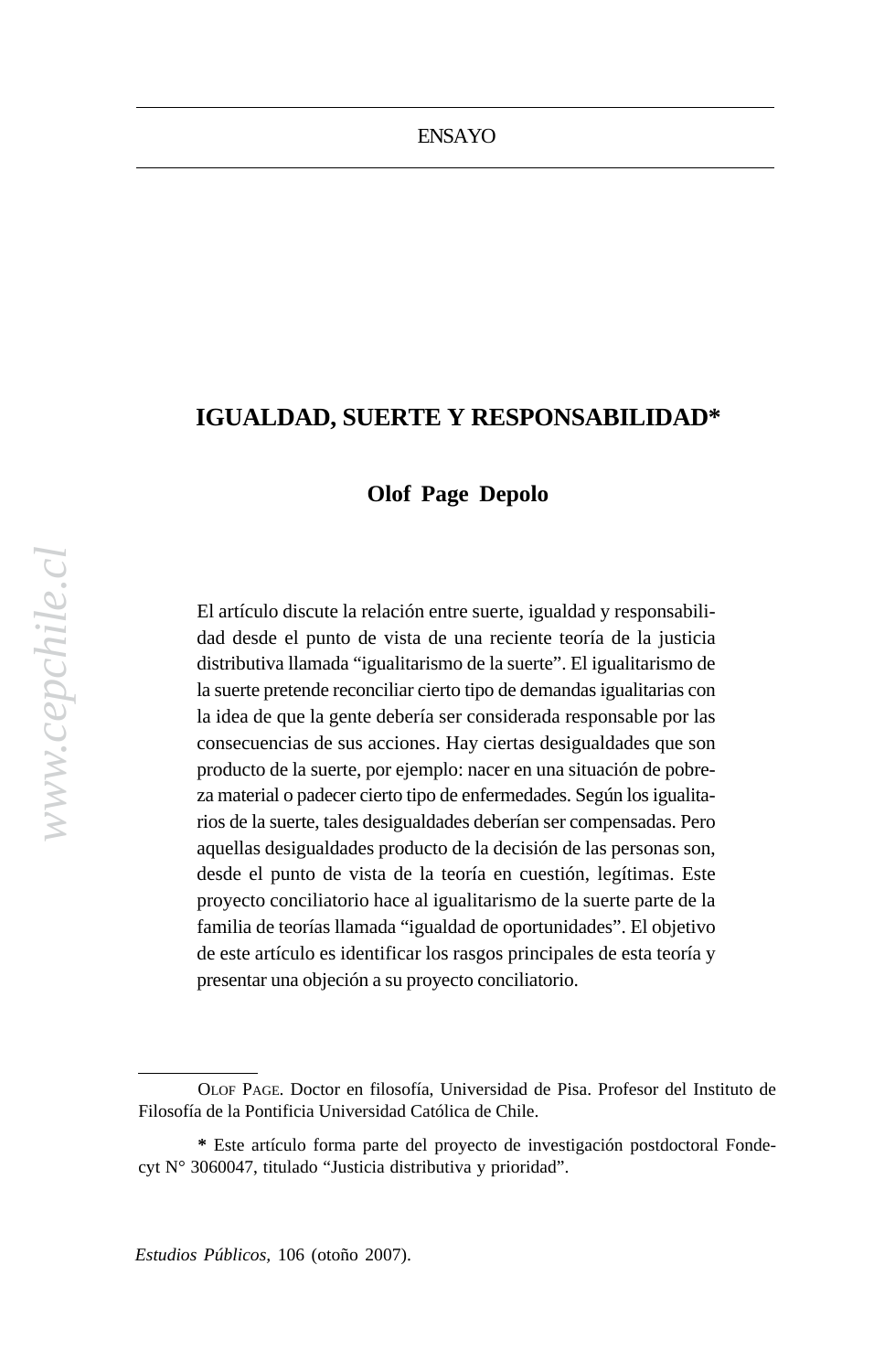ENSAYO

# IGUALDAD, SUERTE Y RESPONSABILIDAD*

**Olof Page Depolo**

El artículo discute la relación entre suerte, igualdad y responsabilidad desde el punto de vista de una reciente teoría de la justicia distributiva llamada "igualitarismo de la suerte". El igualitarismo de la suerte pretende reconciliar cierto tipo de demandas igualitarias con la idea de que la gente debería ser considerada responsable por las consecuencias de sus acciones. Hay ciertas desigualdades que son producto de la suerte, por ejemplo: nacer en una situación de pobreza material o padecer cierto tipo de enfermedades. Según los igualitarios de la suerte, tales desigualdades deberían ser compensadas. Pero aquellas desigualdades producto de la decisión de las personas son, desde el punto de vista de la teoría en cuestión, legítimas. Este proyecto conciliatorio hace al igualitarismo de la suerte parte de la familia de teorías llamada "igualdad de oportunidades". El objetivo de este artículo es identificar los rasgos principales de esta teoría y presentar una objeción a su proyecto conciliatorio.

---

OLOF PAGE. Doctor en filosofía, Universidad de Pisa. Profesor del Instituto de Filosofía de la Pontificia Universidad Católica de Chile.

**\*** Este artículo forma parte del proyecto de investigación postdoctoral Fondecyt N° 3060047, titulado "Justicia distributiva y prioridad".

*Estudios Públicos,* 106 (otoño 2007).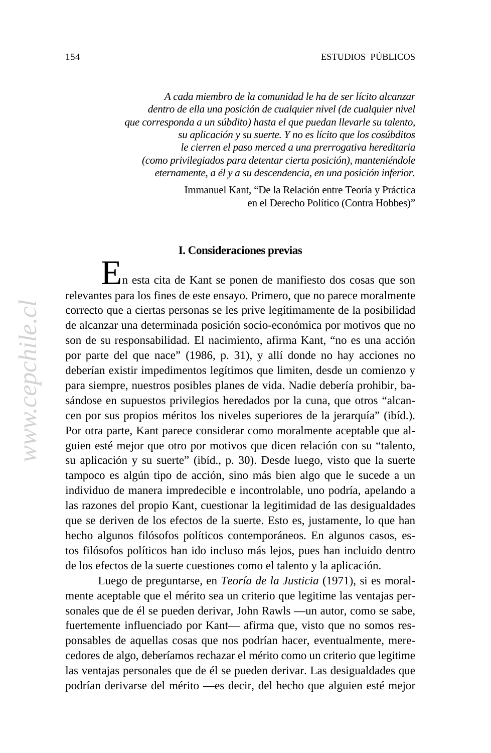*A cada miembro de la comunidad le ha de ser lícito alcanzar dentro de ella una posición de cualquier nivel (de cualquier nivel que corresponda a un súbdito) hasta el que puedan llevarle su talento, su aplicación y su suerte. Y no es lícito que los cosúbditos le cierren el paso merced a una prerrogativa hereditaria (como privilegiados para detentar cierta posición), manteniéndole eternamente, a él y a su descendencia, en una posición inferior.*

Immanuel Kant, "De la Relación entre Teoría y Práctica en el Derecho Político (Contra Hobbes)"

## I. Consideraciones previas

En esta cita de Kant se ponen de manifiesto dos cosas que son relevantes para los fines de este ensayo. Primero, que no parece moralmente correcto que a ciertas personas se les prive legítimamente de la posibilidad de alcanzar una determinada posición socio-económica por motivos que no son de su responsabilidad. El nacimiento, afirma Kant, "no es una acción por parte del que nace" (1986, p. 31), y allí donde no hay acciones no deberían existir impedimentos legítimos que limiten, desde un comienzo y para siempre, nuestros posibles planes de vida. Nadie debería prohibir, basándose en supuestos privilegios heredados por la cuna, que otros "alcancen por sus propios méritos los niveles superiores de la jerarquía" (ibíd.). Por otra parte, Kant parece considerar como moralmente aceptable que alguien esté mejor que otro por motivos que dicen relación con su "talento, su aplicación y su suerte" (ibíd., p. 30). Desde luego, visto que la suerte tampoco es algún tipo de acción, sino más bien algo que le sucede a un individuo de manera impredecible e incontrolable, uno podría, apelando a las razones del propio Kant, cuestionar la legitimidad de las desigualdades que se deriven de los efectos de la suerte. Esto es, justamente, lo que han hecho algunos filósofos políticos contemporáneos. En algunos casos, estos filósofos políticos han ido incluso más lejos, pues han incluido dentro de los efectos de la suerte cuestiones como el talento y la aplicación.

Luego de preguntarse, en *Teoría de la Justicia* (1971), si es moralmente aceptable que el mérito sea un criterio que legitime las ventajas personales que de él se pueden derivar, John Rawls —un autor, como se sabe, fuertemente influenciado por Kant— afirma que, visto que no somos responsables de aquellas cosas que nos podrían hacer, eventualmente, merecedores de algo, deberíamos rechazar el mérito como un criterio que legitime las ventajas personales que de él se pueden derivar. Las desigualdades que podrían derivarse del mérito —es decir, del hecho que alguien esté mejor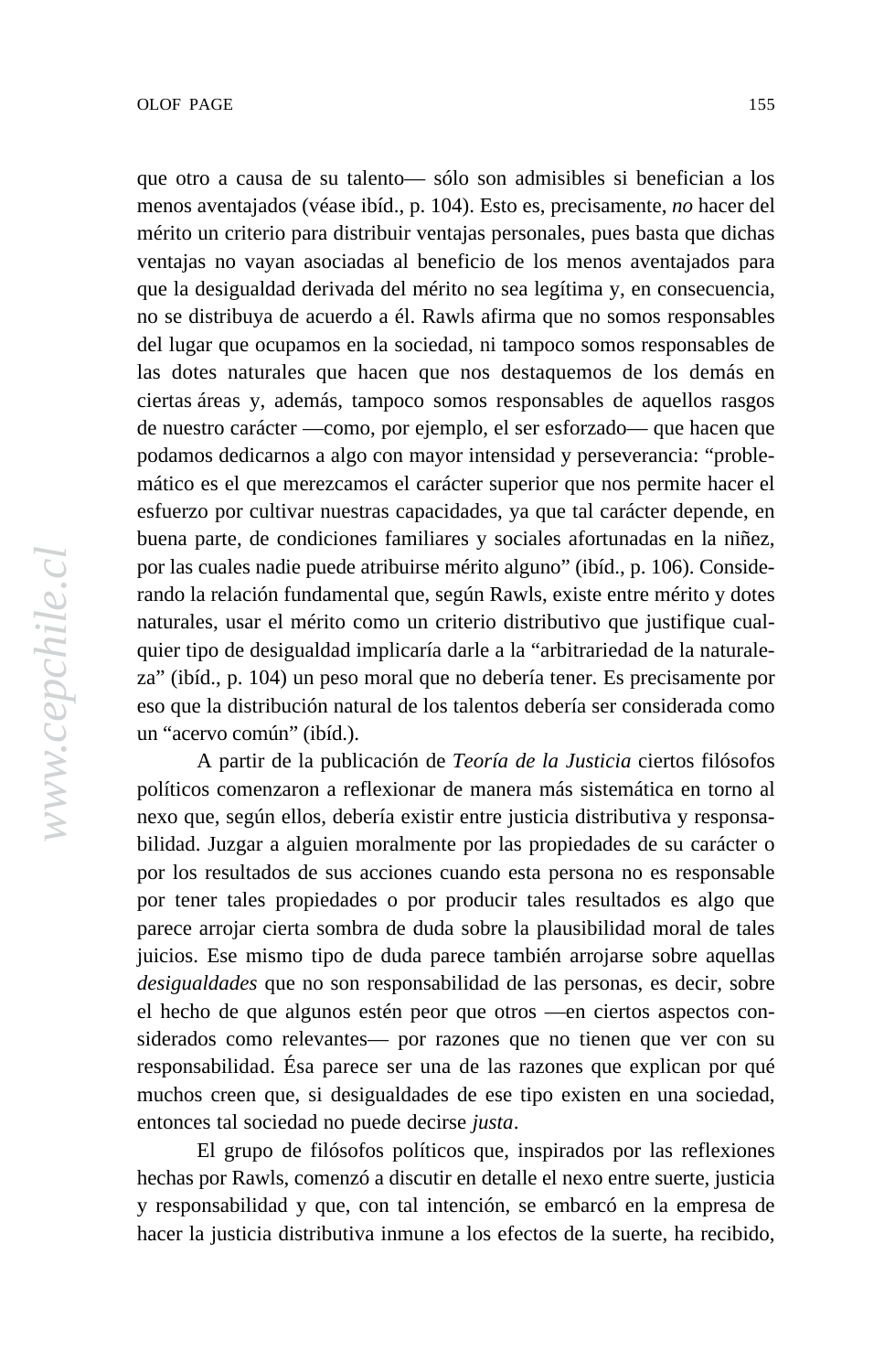que otro a causa de su talento— sólo son admisibles si benefician a los menos aventajados (véase ibíd., p. 104). Esto es, precisamente, *no* hacer del mérito un criterio para distribuir ventajas personales, pues basta que dichas ventajas no vayan asociadas al beneficio de los menos aventajados para que la desigualdad derivada del mérito no sea legítima y, en consecuencia, no se distribuya de acuerdo a él. Rawls afirma que no somos responsables del lugar que ocupamos en la sociedad, ni tampoco somos responsables de las dotes naturales que hacen que nos destaquemos de los demás en ciertas áreas y, además, tampoco somos responsables de aquellos rasgos de nuestro carácter —como, por ejemplo, el ser esforzado— que hacen que podamos dedicarnos a algo con mayor intensidad y perseverancia: "problemático es el que merezcamos el carácter superior que nos permite hacer el esfuerzo por cultivar nuestras capacidades, ya que tal carácter depende, en buena parte, de condiciones familiares y sociales afortunadas en la niñez, por las cuales nadie puede atribuirse mérito alguno" (ibíd., p. 106). Considerando la relación fundamental que, según Rawls, existe entre mérito y dotes naturales, usar el mérito como un criterio distributivo que justifique cualquier tipo de desigualdad implicaría darle a la "arbitrariedad de la naturaleza" (ibíd., p. 104) un peso moral que no debería tener. Es precisamente por eso que la distribución natural de los talentos debería ser considerada como un "acervo común" (ibíd.).

A partir de la publicación de *Teoría de la Justicia* ciertos filósofos políticos comenzaron a reflexionar de manera más sistemática en torno al nexo que, según ellos, debería existir entre justicia distributiva y responsabilidad. Juzgar a alguien moralmente por las propiedades de su carácter o por los resultados de sus acciones cuando esta persona no es responsable por tener tales propiedades o por producir tales resultados es algo que parece arrojar cierta sombra de duda sobre la plausibilidad moral de tales juicios. Ese mismo tipo de duda parece también arrojarse sobre aquellas *desigualdades* que no son responsabilidad de las personas, es decir, sobre el hecho de que algunos estén peor que otros —en ciertos aspectos considerados como relevantes— por razones que no tienen que ver con su responsabilidad. Ésa parece ser una de las razones que explican por qué muchos creen que, si desigualdades de ese tipo existen en una sociedad, entonces tal sociedad no puede decirse *justa*.

El grupo de filósofos políticos que, inspirados por las reflexiones hechas por Rawls, comenzó a discutir en detalle el nexo entre suerte, justicia y responsabilidad y que, con tal intención, se embarcó en la empresa de hacer la justicia distributiva inmune a los efectos de la suerte, ha recibido,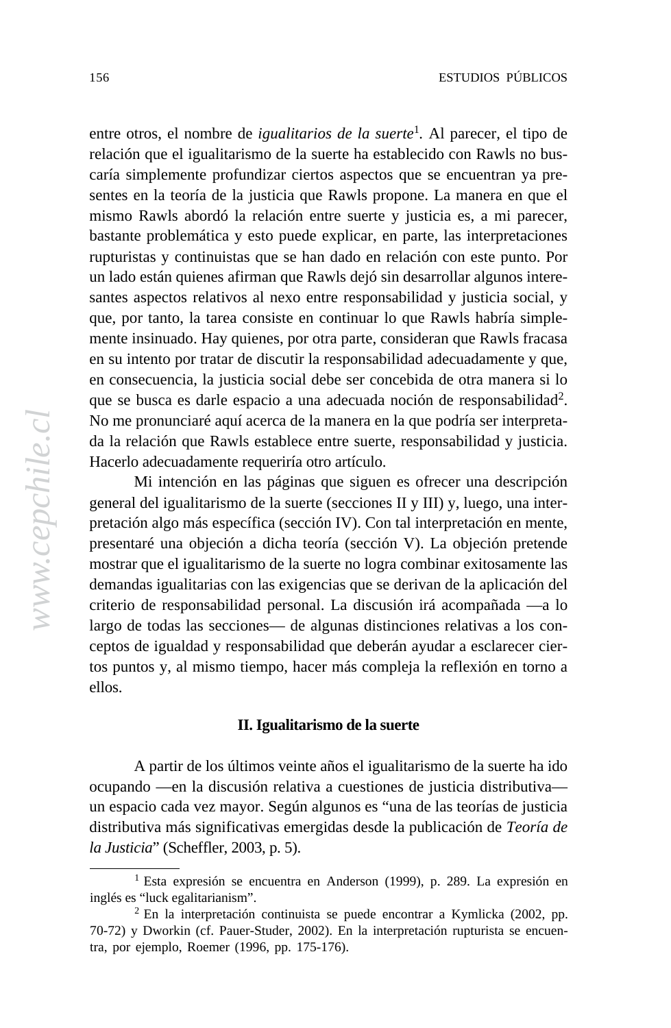entre otros, el nombre de *igualitarios de la suerte*[1]. Al parecer, el tipo de relación que el igualitarismo de la suerte ha establecido con Rawls no buscaría simplemente profundizar ciertos aspectos que se encuentran ya presentes en la teoría de la justicia que Rawls propone. La manera en que el mismo Rawls abordó la relación entre suerte y justicia es, a mi parecer, bastante problemática y esto puede explicar, en parte, las interpretaciones rupturistas y continuistas que se han dado en relación con este punto. Por un lado están quienes afirman que Rawls dejó sin desarrollar algunos interesantes aspectos relativos al nexo entre responsabilidad y justicia social, y que, por tanto, la tarea consiste en continuar lo que Rawls habría simplemente insinuado. Hay quienes, por otra parte, consideran que Rawls fracasa en su intento por tratar de discutir la responsabilidad adecuadamente y que, en consecuencia, la justicia social debe ser concebida de otra manera si lo que se busca es darle espacio a una adecuada noción de responsabilidad[2]. No me pronunciaré aquí acerca de la manera en la que podría ser interpretada la relación que Rawls establece entre suerte, responsabilidad y justicia. Hacerlo adecuadamente requeriría otro artículo.

Mi intención en las páginas que siguen es ofrecer una descripción general del igualitarismo de la suerte (secciones II y III) y, luego, una interpretación algo más específica (sección IV). Con tal interpretación en mente, presentaré una objeción a dicha teoría (sección V). La objeción pretende mostrar que el igualitarismo de la suerte no logra combinar exitosamente las demandas igualitarias con las exigencias que se derivan de la aplicación del criterio de responsabilidad personal. La discusión irá acompañada —a lo largo de todas las secciones— de algunas distinciones relativas a los conceptos de igualdad y responsabilidad que deberán ayudar a esclarecer ciertos puntos y, al mismo tiempo, hacer más compleja la reflexión en torno a ellos.

## II. Igualitarismo de la suerte

A partir de los últimos veinte años el igualitarismo de la suerte ha ido ocupando —en la discusión relativa a cuestiones de justicia distributiva— un espacio cada vez mayor. Según algunos es "una de las teorías de justicia distributiva más significativas emergidas desde la publicación de *Teoría de la Justicia*" (Scheffler, 2003, p. 5).

---

[1] Esta expresión se encuentra en Anderson (1999), p. 289. La expresión en inglés es "luck egalitarianism".

[2] En la interpretación continuista se puede encontrar a Kymlicka (2002, pp. 70-72) y Dworkin (cf. Pauer-Studer, 2002). En la interpretación rupturista se encuentra, por ejemplo, Roemer (1996, pp. 175-176).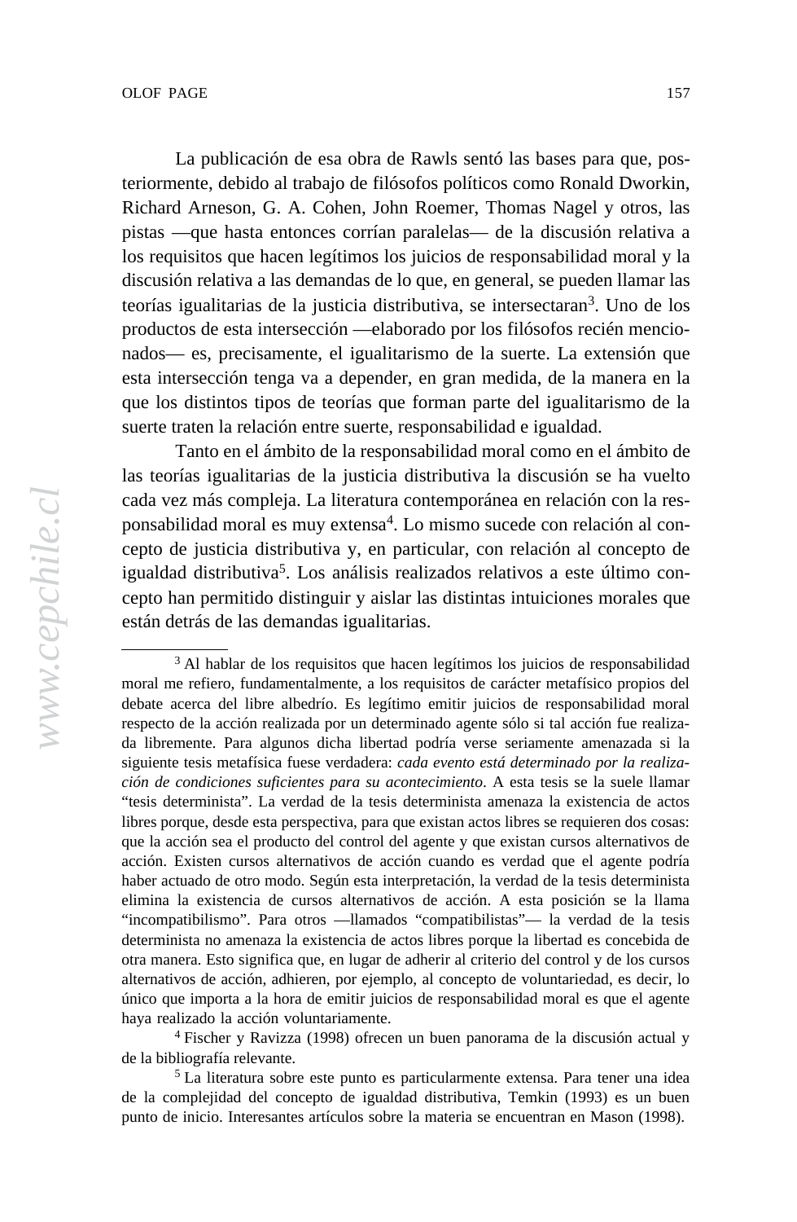La publicación de esa obra de Rawls sentó las bases para que, posteriormente, debido al trabajo de filósofos políticos como Ronald Dworkin, Richard Arneson, G. A. Cohen, John Roemer, Thomas Nagel y otros, las pistas —que hasta entonces corrían paralelas— de la discusión relativa a los requisitos que hacen legítimos los juicios de responsabilidad moral y la discusión relativa a las demandas de lo que, en general, se pueden llamar las teorías igualitarias de la justicia distributiva, se intersectaran[3]. Uno de los productos de esta intersección —elaborado por los filósofos recién mencionados— es, precisamente, el igualitarismo de la suerte. La extensión que esta intersección tenga va a depender, en gran medida, de la manera en la que los distintos tipos de teorías que forman parte del igualitarismo de la suerte traten la relación entre suerte, responsabilidad e igualdad.

Tanto en el ámbito de la responsabilidad moral como en el ámbito de las teorías igualitarias de la justicia distributiva la discusión se ha vuelto cada vez más compleja. La literatura contemporánea en relación con la responsabilidad moral es muy extensa[4]. Lo mismo sucede con relación al concepto de justicia distributiva y, en particular, con relación al concepto de igualdad distributiva[5]. Los análisis realizados relativos a este último concepto han permitido distinguir y aislar las distintas intuiciones morales que están detrás de las demandas igualitarias.

---

[3] Al hablar de los requisitos que hacen legítimos los juicios de responsabilidad moral me refiero, fundamentalmente, a los requisitos de carácter metafísico propios del debate acerca del libre albedrío. Es legítimo emitir juicios de responsabilidad moral respecto de la acción realizada por un determinado agente sólo si tal acción fue realizada libremente. Para algunos dicha libertad podría verse seriamente amenazada si la siguiente tesis metafísica fuese verdadera: *cada evento está determinado por la realización de condiciones suficientes para su acontecimiento*. A esta tesis se la suele llamar "tesis determinista". La verdad de la tesis determinista amenaza la existencia de actos libres porque, desde esta perspectiva, para que existan actos libres se requieren dos cosas: que la acción sea el producto del control del agente y que existan cursos alternativos de acción. Existen cursos alternativos de acción cuando es verdad que el agente podría haber actuado de otro modo. Según esta interpretación, la verdad de la tesis determinista elimina la existencia de cursos alternativos de acción. A esta posición se la llama "incompatibilismo". Para otros —llamados "compatibilistas"— la verdad de la tesis determinista no amenaza la existencia de actos libres porque la libertad es concebida de otra manera. Esto significa que, en lugar de adherir al criterio del control y de los cursos alternativos de acción, adhieren, por ejemplo, al concepto de voluntariedad, es decir, lo único que importa a la hora de emitir juicios de responsabilidad moral es que el agente haya realizado la acción voluntariamente.

[4] Fischer y Ravizza (1998) ofrecen un buen panorama de la discusión actual y de la bibliografía relevante.

[5] La literatura sobre este punto es particularmente extensa. Para tener una idea de la complejidad del concepto de igualdad distributiva, Temkin (1993) es un buen punto de inicio. Interesantes artículos sobre la materia se encuentran en Mason (1998).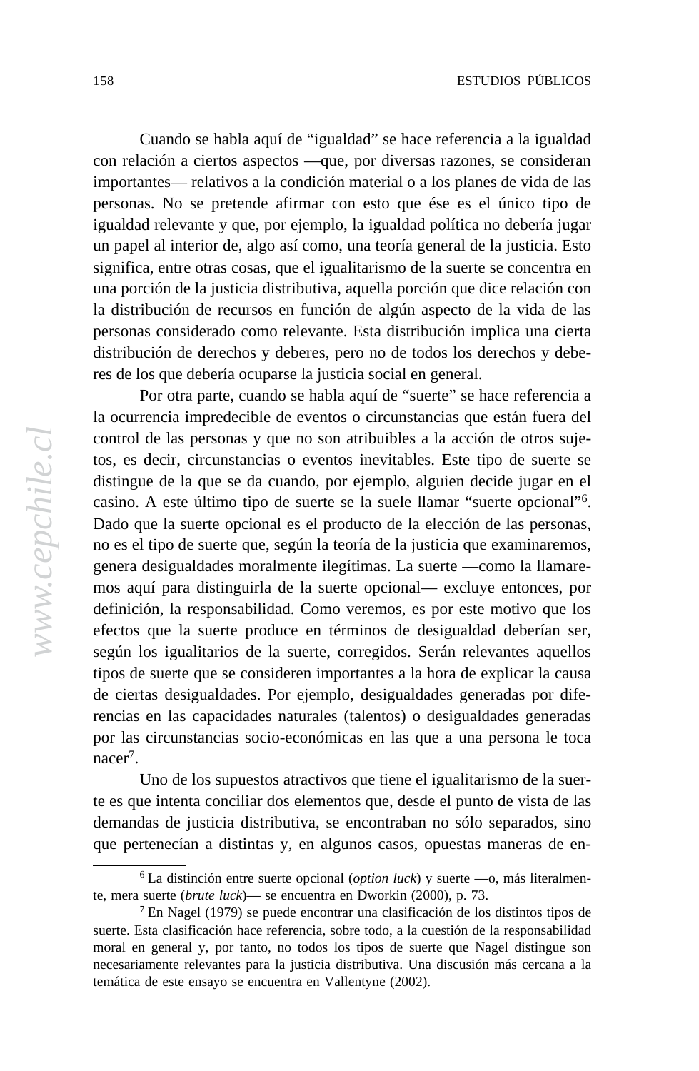Cuando se habla aquí de "igualdad" se hace referencia a la igualdad con relación a ciertos aspectos —que, por diversas razones, se consideran importantes— relativos a la condición material o a los planes de vida de las personas. No se pretende afirmar con esto que ése es el único tipo de igualdad relevante y que, por ejemplo, la igualdad política no debería jugar un papel al interior de, algo así como, una teoría general de la justicia. Esto significa, entre otras cosas, que el igualitarismo de la suerte se concentra en una porción de la justicia distributiva, aquella porción que dice relación con la distribución de recursos en función de algún aspecto de la vida de las personas considerado como relevante. Esta distribución implica una cierta distribución de derechos y deberes, pero no de todos los derechos y deberes de los que debería ocuparse la justicia social en general.

Por otra parte, cuando se habla aquí de "suerte" se hace referencia a la ocurrencia impredecible de eventos o circunstancias que están fuera del control de las personas y que no son atribuibles a la acción de otros sujetos, es decir, circunstancias o eventos inevitables. Este tipo de suerte se distingue de la que se da cuando, por ejemplo, alguien decide jugar en el casino. A este último tipo de suerte se la suele llamar "suerte opcional"[6]. Dado que la suerte opcional es el producto de la elección de las personas, no es el tipo de suerte que, según la teoría de la justicia que examinaremos, genera desigualdades moralmente ilegítimas. La suerte —como la llamaremos aquí para distinguirla de la suerte opcional— excluye entonces, por definición, la responsabilidad. Como veremos, es por este motivo que los efectos que la suerte produce en términos de desigualdad deberían ser, según los igualitarios de la suerte, corregidos. Serán relevantes aquellos tipos de suerte que se consideren importantes a la hora de explicar la causa de ciertas desigualdades. Por ejemplo, desigualdades generadas por diferencias en las capacidades naturales (talentos) o desigualdades generadas por las circunstancias socio-económicas en las que a una persona le toca nacer[7].

Uno de los supuestos atractivos que tiene el igualitarismo de la suerte es que intenta conciliar dos elementos que, desde el punto de vista de las demandas de justicia distributiva, se encontraban no sólo separados, sino que pertenecían a distintas y, en algunos casos, opuestas maneras de en-

---

[6] La distinción entre suerte opcional (*option luck*) y suerte —o, más literalmente, mera suerte (*brute luck*)— se encuentra en Dworkin (2000), p. 73.

[7] En Nagel (1979) se puede encontrar una clasificación de los distintos tipos de suerte. Esta clasificación hace referencia, sobre todo, a la cuestión de la responsabilidad moral en general y, por tanto, no todos los tipos de suerte que Nagel distingue son necesariamente relevantes para la justicia distributiva. Una discusión más cercana a la temática de este ensayo se encuentra en Vallentyne (2002).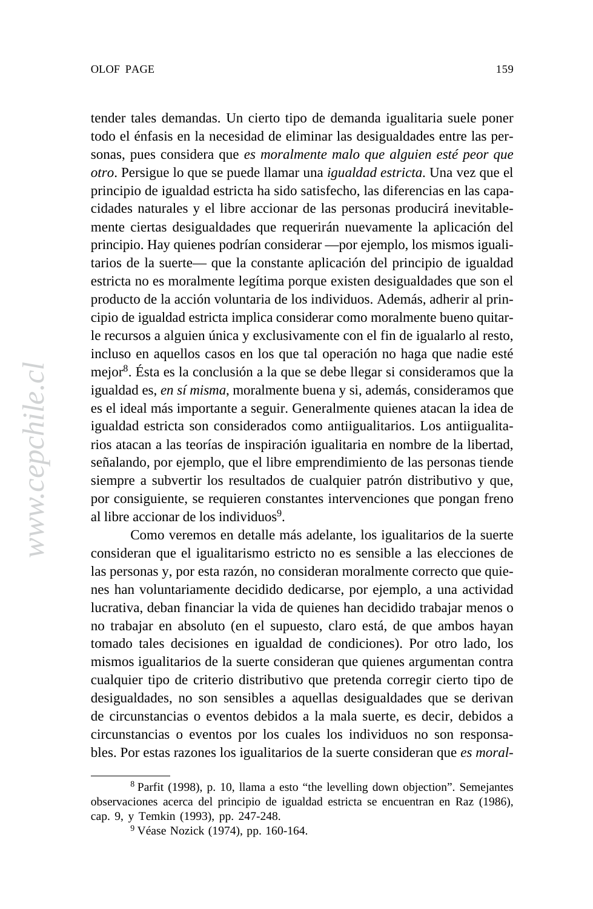tender tales demandas. Un cierto tipo de demanda igualitaria suele poner todo el énfasis en la necesidad de eliminar las desigualdades entre las personas, pues considera que *es moralmente malo que alguien esté peor que otro*. Persigue lo que se puede llamar una *igualdad estricta*. Una vez que el principio de igualdad estricta ha sido satisfecho, las diferencias en las capacidades naturales y el libre accionar de las personas producirá inevitablemente ciertas desigualdades que requerirán nuevamente la aplicación del principio. Hay quienes podrían considerar —por ejemplo, los mismos igualitarios de la suerte— que la constante aplicación del principio de igualdad estricta no es moralmente legítima porque existen desigualdades que son el producto de la acción voluntaria de los individuos. Además, adherir al principio de igualdad estricta implica considerar como moralmente bueno quitarle recursos a alguien única y exclusivamente con el fin de igualarlo al resto, incluso en aquellos casos en los que tal operación no haga que nadie esté mejor[8]. Ésta es la conclusión a la que se debe llegar si consideramos que la igualdad es, *en sí misma*, moralmente buena y si, además, consideramos que es el ideal más importante a seguir. Generalmente quienes atacan la idea de igualdad estricta son considerados como antiigualitarios. Los antiigualitarios atacan a las teorías de inspiración igualitaria en nombre de la libertad, señalando, por ejemplo, que el libre emprendimiento de las personas tiende siempre a subvertir los resultados de cualquier patrón distributivo y que, por consiguiente, se requieren constantes intervenciones que pongan freno al libre accionar de los individuos[9].

Como veremos en detalle más adelante, los igualitarios de la suerte consideran que el igualitarismo estricto no es sensible a las elecciones de las personas y, por esta razón, no consideran moralmente correcto que quienes han voluntariamente decidido dedicarse, por ejemplo, a una actividad lucrativa, deban financiar la vida de quienes han decidido trabajar menos o no trabajar en absoluto (en el supuesto, claro está, de que ambos hayan tomado tales decisiones en igualdad de condiciones). Por otro lado, los mismos igualitarios de la suerte consideran que quienes argumentan contra cualquier tipo de criterio distributivo que pretenda corregir cierto tipo de desigualdades, no son sensibles a aquellas desigualdades que se derivan de circunstancias o eventos debidos a la mala suerte, es decir, debidos a circunstancias o eventos por los cuales los individuos no son responsables. Por estas razones los igualitarios de la suerte consideran que *es moral-*

---

[8] Parfit (1998), p. 10, llama a esto "the levelling down objection". Semejantes observaciones acerca del principio de igualdad estricta se encuentran en Raz (1986), cap. 9, y Temkin (1993), pp. 247-248.

[9] Véase Nozick (1974), pp. 160-164.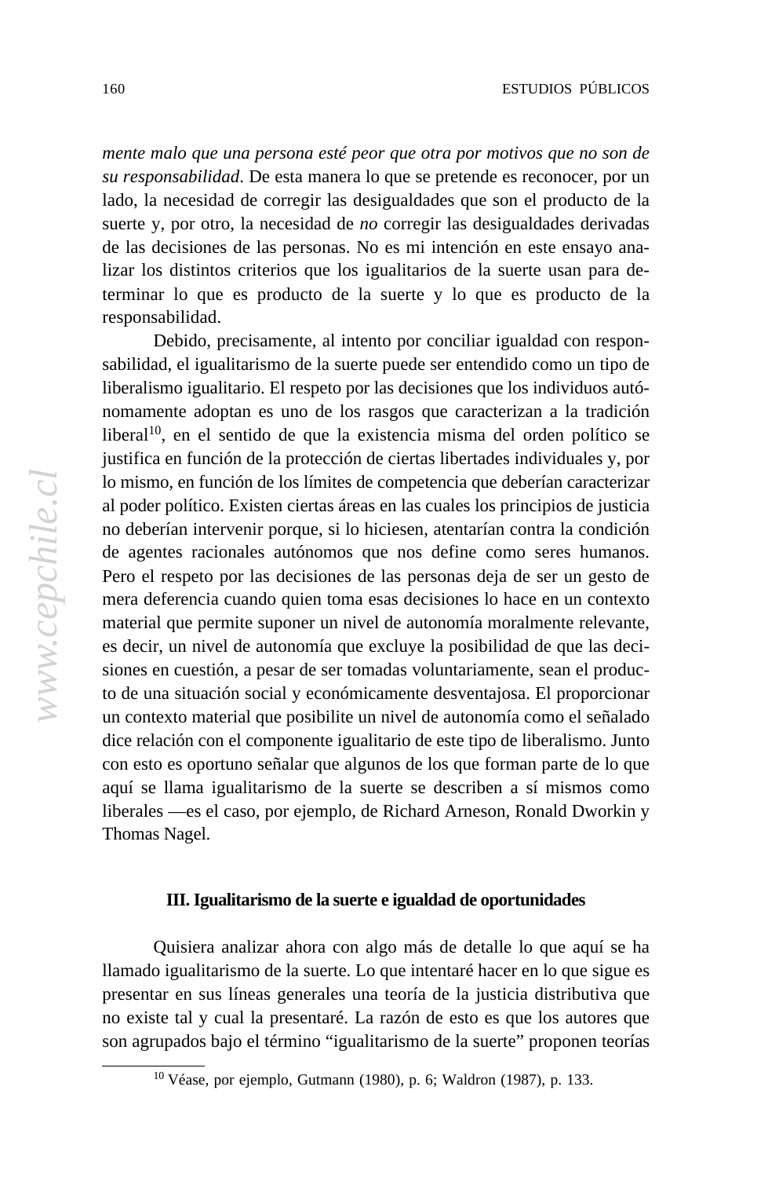*mente malo que una persona esté peor que otra por motivos que no son de su responsabilidad*. De esta manera lo que se pretende es reconocer, por un lado, la necesidad de corregir las desigualdades que son el producto de la suerte y, por otro, la necesidad de *no* corregir las desigualdades derivadas de las decisiones de las personas. No es mi intención en este ensayo analizar los distintos criterios que los igualitarios de la suerte usan para determinar lo que es producto de la suerte y lo que es producto de la responsabilidad.

Debido, precisamente, al intento por conciliar igualdad con responsabilidad, el igualitarismo de la suerte puede ser entendido como un tipo de liberalismo igualitario. El respeto por las decisiones que los individuos autónomamente adoptan es uno de los rasgos que caracterizan a la tradición liberal[10], en el sentido de que la existencia misma del orden político se justifica en función de la protección de ciertas libertades individuales y, por lo mismo, en función de los límites de competencia que deberían caracterizar al poder político. Existen ciertas áreas en las cuales los principios de justicia no deberían intervenir porque, si lo hiciesen, atentarían contra la condición de agentes racionales autónomos que nos define como seres humanos. Pero el respeto por las decisiones de las personas deja de ser un gesto de mera deferencia cuando quien toma esas decisiones lo hace en un contexto material que permite suponer un nivel de autonomía moralmente relevante, es decir, un nivel de autonomía que excluye la posibilidad de que las decisiones en cuestión, a pesar de ser tomadas voluntariamente, sean el producto de una situación social y económicamente desventajosa. El proporcionar un contexto material que posibilite un nivel de autonomía como el señalado dice relación con el componente igualitario de este tipo de liberalismo. Junto con esto es oportuno señalar que algunos de los que forman parte de lo que aquí se llama igualitarismo de la suerte se describen a sí mismos como liberales —es el caso, por ejemplo, de Richard Arneson, Ronald Dworkin y Thomas Nagel.

## III. Igualitarismo de la suerte e igualdad de oportunidades

Quisiera analizar ahora con algo más de detalle lo que aquí se ha llamado igualitarismo de la suerte. Lo que intentaré hacer en lo que sigue es presentar en sus líneas generales una teoría de la justicia distributiva que no existe tal y cual la presentaré. La razón de esto es que los autores que son agrupados bajo el término "igualitarismo de la suerte" proponen teorías

[10] Véase, por ejemplo, Gutmann (1980), p. 6; Waldron (1987), p. 133.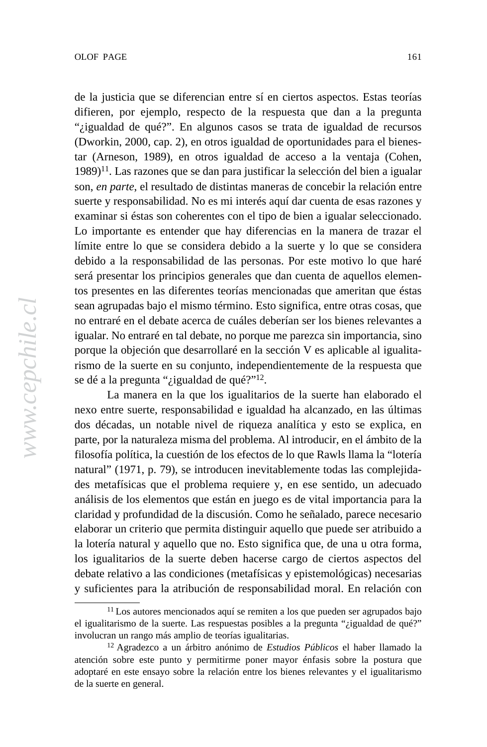de la justicia que se diferencian entre sí en ciertos aspectos. Estas teorías difieren, por ejemplo, respecto de la respuesta que dan a la pregunta "¿igualdad de qué?". En algunos casos se trata de igualdad de recursos (Dworkin, 2000, cap. 2), en otros igualdad de oportunidades para el bienestar (Arneson, 1989), en otros igualdad de acceso a la ventaja (Cohen, 1989)[11]. Las razones que se dan para justificar la selección del bien a igualar son, *en parte*, el resultado de distintas maneras de concebir la relación entre suerte y responsabilidad. No es mi interés aquí dar cuenta de esas razones y examinar si éstas son coherentes con el tipo de bien a igualar seleccionado. Lo importante es entender que hay diferencias en la manera de trazar el límite entre lo que se considera debido a la suerte y lo que se considera debido a la responsabilidad de las personas. Por este motivo lo que haré será presentar los principios generales que dan cuenta de aquellos elementos presentes en las diferentes teorías mencionadas que ameritan que éstas sean agrupadas bajo el mismo término. Esto significa, entre otras cosas, que no entraré en el debate acerca de cuáles deberían ser los bienes relevantes a igualar. No entraré en tal debate, no porque me parezca sin importancia, sino porque la objeción que desarrollaré en la sección V es aplicable al igualitarismo de la suerte en su conjunto, independientemente de la respuesta que se dé a la pregunta "¿igualdad de qué?"[12].

La manera en la que los igualitarios de la suerte han elaborado el nexo entre suerte, responsabilidad e igualdad ha alcanzado, en las últimas dos décadas, un notable nivel de riqueza analítica y esto se explica, en parte, por la naturaleza misma del problema. Al introducir, en el ámbito de la filosofía política, la cuestión de los efectos de lo que Rawls llama la "lotería natural" (1971, p. 79), se introducen inevitablemente todas las complejidades metafísicas que el problema requiere y, en ese sentido, un adecuado análisis de los elementos que están en juego es de vital importancia para la claridad y profundidad de la discusión. Como he señalado, parece necesario elaborar un criterio que permita distinguir aquello que puede ser atribuido a la lotería natural y aquello que no. Esto significa que, de una u otra forma, los igualitarios de la suerte deben hacerse cargo de ciertos aspectos del debate relativo a las condiciones (metafísicas y epistemológicas) necesarias y suficientes para la atribución de responsabilidad moral. En relación con

---

[11] Los autores mencionados aquí se remiten a los que pueden ser agrupados bajo el igualitarismo de la suerte. Las respuestas posibles a la pregunta "¿igualdad de qué?" involucran un rango más amplio de teorías igualitarias.

[12] Agradezco a un árbitro anónimo de *Estudios Públicos* el haber llamado la atención sobre este punto y permitirme poner mayor énfasis sobre la postura que adoptaré en este ensayo sobre la relación entre los bienes relevantes y el igualitarismo de la suerte en general.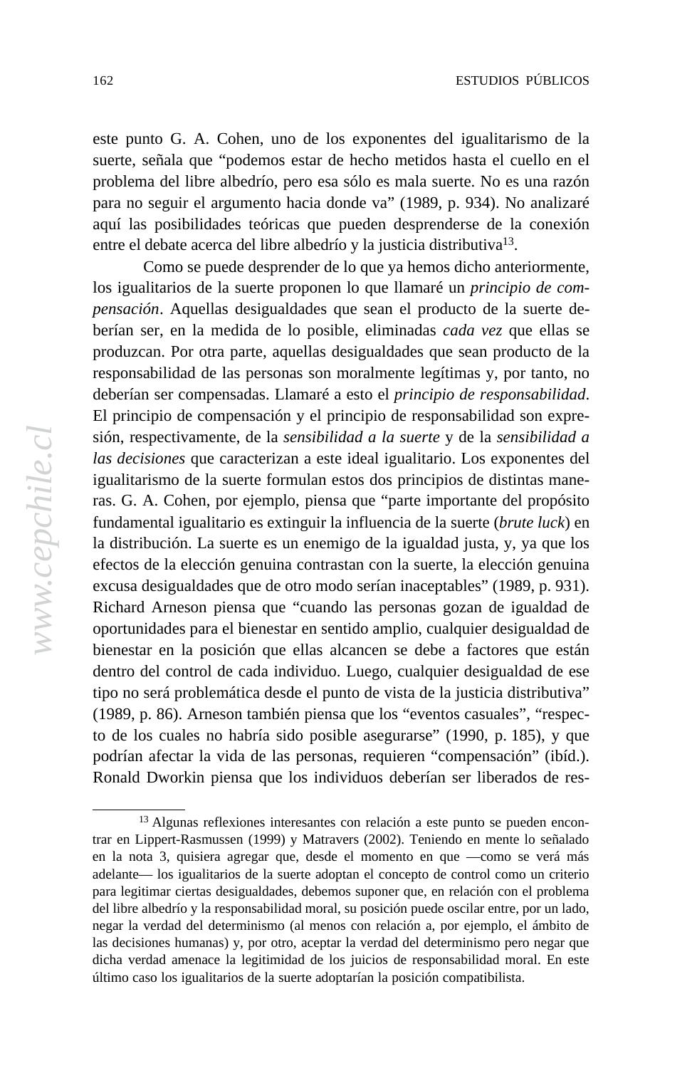este punto G. A. Cohen, uno de los exponentes del igualitarismo de la suerte, señala que "podemos estar de hecho metidos hasta el cuello en el problema del libre albedrío, pero esa sólo es mala suerte. No es una razón para no seguir el argumento hacia donde va" (1989, p. 934). No analizaré aquí las posibilidades teóricas que pueden desprenderse de la conexión entre el debate acerca del libre albedrío y la justicia distributiva[13].

Como se puede desprender de lo que ya hemos dicho anteriormente, los igualitarios de la suerte proponen lo que llamaré un *principio de compensación*. Aquellas desigualdades que sean el producto de la suerte deberían ser, en la medida de lo posible, eliminadas *cada vez* que ellas se produzcan. Por otra parte, aquellas desigualdades que sean producto de la responsabilidad de las personas son moralmente legítimas y, por tanto, no deberían ser compensadas. Llamaré a esto el *principio de responsabilidad*. El principio de compensación y el principio de responsabilidad son expresión, respectivamente, de la *sensibilidad a la suerte* y de la *sensibilidad a las decisiones* que caracterizan a este ideal igualitario. Los exponentes del igualitarismo de la suerte formulan estos dos principios de distintas maneras. G. A. Cohen, por ejemplo, piensa que "parte importante del propósito fundamental igualitario es extinguir la influencia de la suerte (*brute luck*) en la distribución. La suerte es un enemigo de la igualdad justa, y, ya que los efectos de la elección genuina contrastan con la suerte, la elección genuina excusa desigualdades que de otro modo serían inaceptables" (1989, p. 931). Richard Arneson piensa que "cuando las personas gozan de igualdad de oportunidades para el bienestar en sentido amplio, cualquier desigualdad de bienestar en la posición que ellas alcancen se debe a factores que están dentro del control de cada individuo. Luego, cualquier desigualdad de ese tipo no será problemática desde el punto de vista de la justicia distributiva" (1989, p. 86). Arneson también piensa que los "eventos casuales", "respecto de los cuales no habría sido posible asegurarse" (1990, p. 185), y que podrían afectar la vida de las personas, requieren "compensación" (ibíd.). Ronald Dworkin piensa que los individuos deberían ser liberados de res-

---

[13] Algunas reflexiones interesantes con relación a este punto se pueden encontrar en Lippert-Rasmussen (1999) y Matravers (2002). Teniendo en mente lo señalado en la nota 3, quisiera agregar que, desde el momento en que —como se verá más adelante— los igualitarios de la suerte adoptan el concepto de control como un criterio para legitimar ciertas desigualdades, debemos suponer que, en relación con el problema del libre albedrío y la responsabilidad moral, su posición puede oscilar entre, por un lado, negar la verdad del determinismo (al menos con relación a, por ejemplo, el ámbito de las decisiones humanas) y, por otro, aceptar la verdad del determinismo pero negar que dicha verdad amenace la legitimidad de los juicios de responsabilidad moral. En este último caso los igualitarios de la suerte adoptarían la posición compatibilista.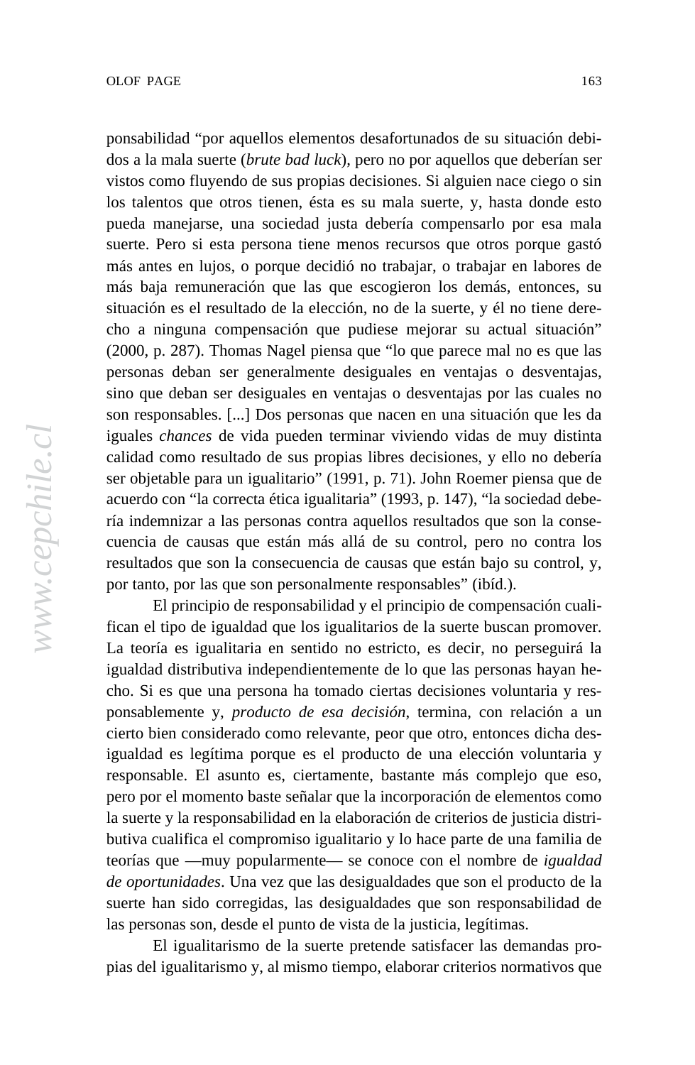ponsabilidad "por aquellos elementos desafortunados de su situación debidos a la mala suerte (*brute bad luck*), pero no por aquellos que deberían ser vistos como fluyendo de sus propias decisiones. Si alguien nace ciego o sin los talentos que otros tienen, ésta es su mala suerte, y, hasta donde esto pueda manejarse, una sociedad justa debería compensarlo por esa mala suerte. Pero si esta persona tiene menos recursos que otros porque gastó más antes en lujos, o porque decidió no trabajar, o trabajar en labores de más baja remuneración que las que escogieron los demás, entonces, su situación es el resultado de la elección, no de la suerte, y él no tiene derecho a ninguna compensación que pudiese mejorar su actual situación" (2000, p. 287). Thomas Nagel piensa que "lo que parece mal no es que las personas deban ser generalmente desiguales en ventajas o desventajas, sino que deban ser desiguales en ventajas o desventajas por las cuales no son responsables. [...] Dos personas que nacen en una situación que les da iguales *chances* de vida pueden terminar viviendo vidas de muy distinta calidad como resultado de sus propias libres decisiones, y ello no debería ser objetable para un igualitario" (1991, p. 71). John Roemer piensa que de acuerdo con "la correcta ética igualitaria" (1993, p. 147), "la sociedad debería indemnizar a las personas contra aquellos resultados que son la consecuencia de causas que están más allá de su control, pero no contra los resultados que son la consecuencia de causas que están bajo su control, y, por tanto, por las que son personalmente responsables" (ibíd.).

El principio de responsabilidad y el principio de compensación cualifican el tipo de igualdad que los igualitarios de la suerte buscan promover. La teoría es igualitaria en sentido no estricto, es decir, no perseguirá la igualdad distributiva independientemente de lo que las personas hayan hecho. Si es que una persona ha tomado ciertas decisiones voluntaria y responsablemente y, *producto de esa decisión*, termina, con relación a un cierto bien considerado como relevante, peor que otro, entonces dicha desigualdad es legítima porque es el producto de una elección voluntaria y responsable. El asunto es, ciertamente, bastante más complejo que eso, pero por el momento baste señalar que la incorporación de elementos como la suerte y la responsabilidad en la elaboración de criterios de justicia distributiva cualifica el compromiso igualitario y lo hace parte de una familia de teorías que —muy popularmente— se conoce con el nombre de *igualdad de oportunidades*. Una vez que las desigualdades que son el producto de la suerte han sido corregidas, las desigualdades que son responsabilidad de las personas son, desde el punto de vista de la justicia, legítimas.

El igualitarismo de la suerte pretende satisfacer las demandas propias del igualitarismo y, al mismo tiempo, elaborar criterios normativos que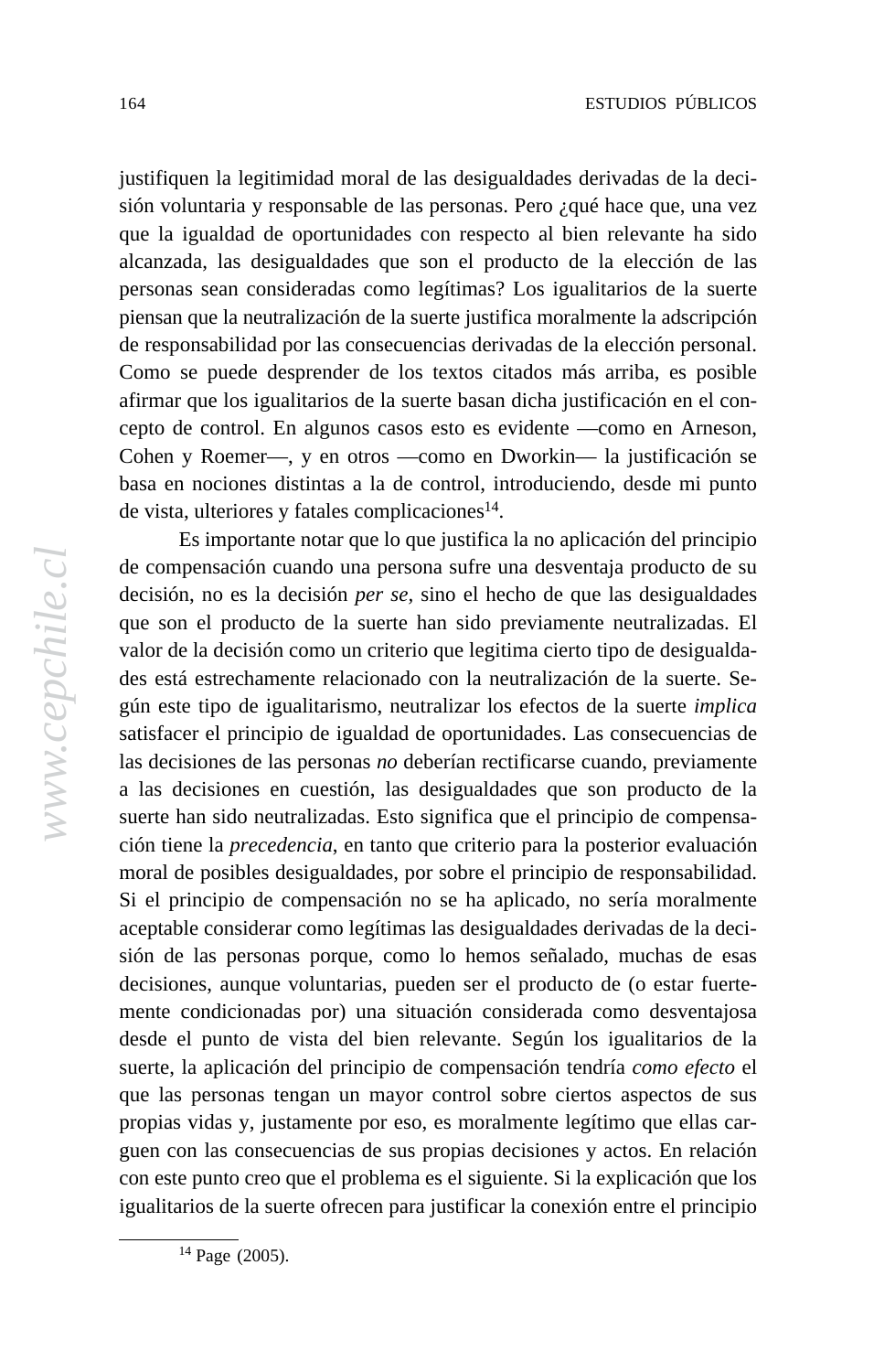justifiquen la legitimidad moral de las desigualdades derivadas de la decisión voluntaria y responsable de las personas. Pero ¿qué hace que, una vez que la igualdad de oportunidades con respecto al bien relevante ha sido alcanzada, las desigualdades que son el producto de la elección de las personas sean consideradas como legítimas? Los igualitarios de la suerte piensan que la neutralización de la suerte justifica moralmente la adscripción de responsabilidad por las consecuencias derivadas de la elección personal. Como se puede desprender de los textos citados más arriba, es posible afirmar que los igualitarios de la suerte basan dicha justificación en el concepto de control. En algunos casos esto es evidente —como en Arneson, Cohen y Roemer—, y en otros —como en Dworkin— la justificación se basa en nociones distintas a la de control, introduciendo, desde mi punto de vista, ulteriores y fatales complicaciones[14].

Es importante notar que lo que justifica la no aplicación del principio de compensación cuando una persona sufre una desventaja producto de su decisión, no es la decisión *per se*, sino el hecho de que las desigualdades que son el producto de la suerte han sido previamente neutralizadas. El valor de la decisión como un criterio que legitima cierto tipo de desigualdades está estrechamente relacionado con la neutralización de la suerte. Según este tipo de igualitarismo, neutralizar los efectos de la suerte *implica* satisfacer el principio de igualdad de oportunidades. Las consecuencias de las decisiones de las personas *no* deberían rectificarse cuando, previamente a las decisiones en cuestión, las desigualdades que son producto de la suerte han sido neutralizadas. Esto significa que el principio de compensación tiene la *precedencia*, en tanto que criterio para la posterior evaluación moral de posibles desigualdades, por sobre el principio de responsabilidad. Si el principio de compensación no se ha aplicado, no sería moralmente aceptable considerar como legítimas las desigualdades derivadas de la decisión de las personas porque, como lo hemos señalado, muchas de esas decisiones, aunque voluntarias, pueden ser el producto de (o estar fuertemente condicionadas por) una situación considerada como desventajosa desde el punto de vista del bien relevante. Según los igualitarios de la suerte, la aplicación del principio de compensación tendría *como efecto* el que las personas tengan un mayor control sobre ciertos aspectos de sus propias vidas y, justamente por eso, es moralmente legítimo que ellas carguen con las consecuencias de sus propias decisiones y actos. En relación con este punto creo que el problema es el siguiente. Si la explicación que los igualitarios de la suerte ofrecen para justificar la conexión entre el principio

[14] Page (2005).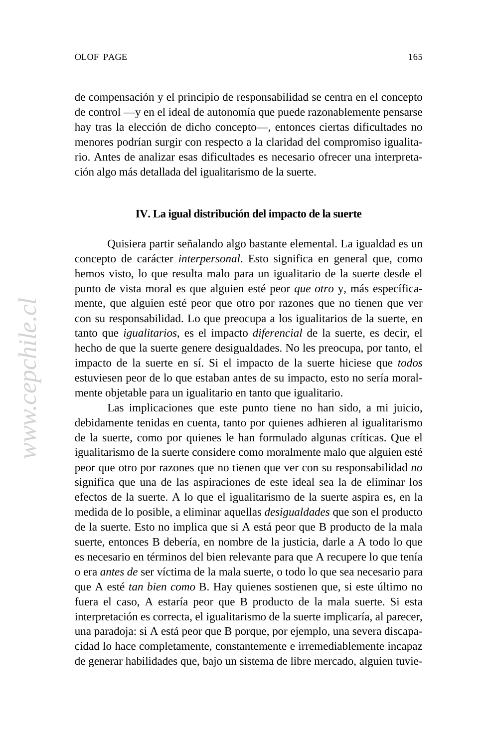de compensación y el principio de responsabilidad se centra en el concepto de control —y en el ideal de autonomía que puede razonablemente pensarse hay tras la elección de dicho concepto—, entonces ciertas dificultades no menores podrían surgir con respecto a la claridad del compromiso igualitario. Antes de analizar esas dificultades es necesario ofrecer una interpretación algo más detallada del igualitarismo de la suerte.

## IV. La igual distribución del impacto de la suerte

Quisiera partir señalando algo bastante elemental. La igualdad es un concepto de carácter *interpersonal*. Esto significa en general que, como hemos visto, lo que resulta malo para un igualitario de la suerte desde el punto de vista moral es que alguien esté peor *que otro* y, más específicamente, que alguien esté peor que otro por razones que no tienen que ver con su responsabilidad. Lo que preocupa a los igualitarios de la suerte, en tanto que *igualitarios*, es el impacto *diferencial* de la suerte, es decir, el hecho de que la suerte genere desigualdades. No les preocupa, por tanto, el impacto de la suerte en sí. Si el impacto de la suerte hiciese que *todos* estuviesen peor de lo que estaban antes de su impacto, esto no sería moralmente objetable para un igualitario en tanto que igualitario.

Las implicaciones que este punto tiene no han sido, a mi juicio, debidamente tenidas en cuenta, tanto por quienes adhieren al igualitarismo de la suerte, como por quienes le han formulado algunas críticas. Que el igualitarismo de la suerte considere como moralmente malo que alguien esté peor que otro por razones que no tienen que ver con su responsabilidad *no* significa que una de las aspiraciones de este ideal sea la de eliminar los efectos de la suerte. A lo que el igualitarismo de la suerte aspira es, en la medida de lo posible, a eliminar aquellas *desigualdades* que son el producto de la suerte. Esto no implica que si A está peor que B producto de la mala suerte, entonces B debería, en nombre de la justicia, darle a A todo lo que es necesario en términos del bien relevante para que A recupere lo que tenía o era *antes de* ser víctima de la mala suerte, o todo lo que sea necesario para que A esté *tan bien como* B. Hay quienes sostienen que, si este último no fuera el caso, A estaría peor que B producto de la mala suerte. Si esta interpretación es correcta, el igualitarismo de la suerte implicaría, al parecer, una paradoja: si A está peor que B porque, por ejemplo, una severa discapacidad lo hace completamente, constantemente e irremediablemente incapaz de generar habilidades que, bajo un sistema de libre mercado, alguien tuvie-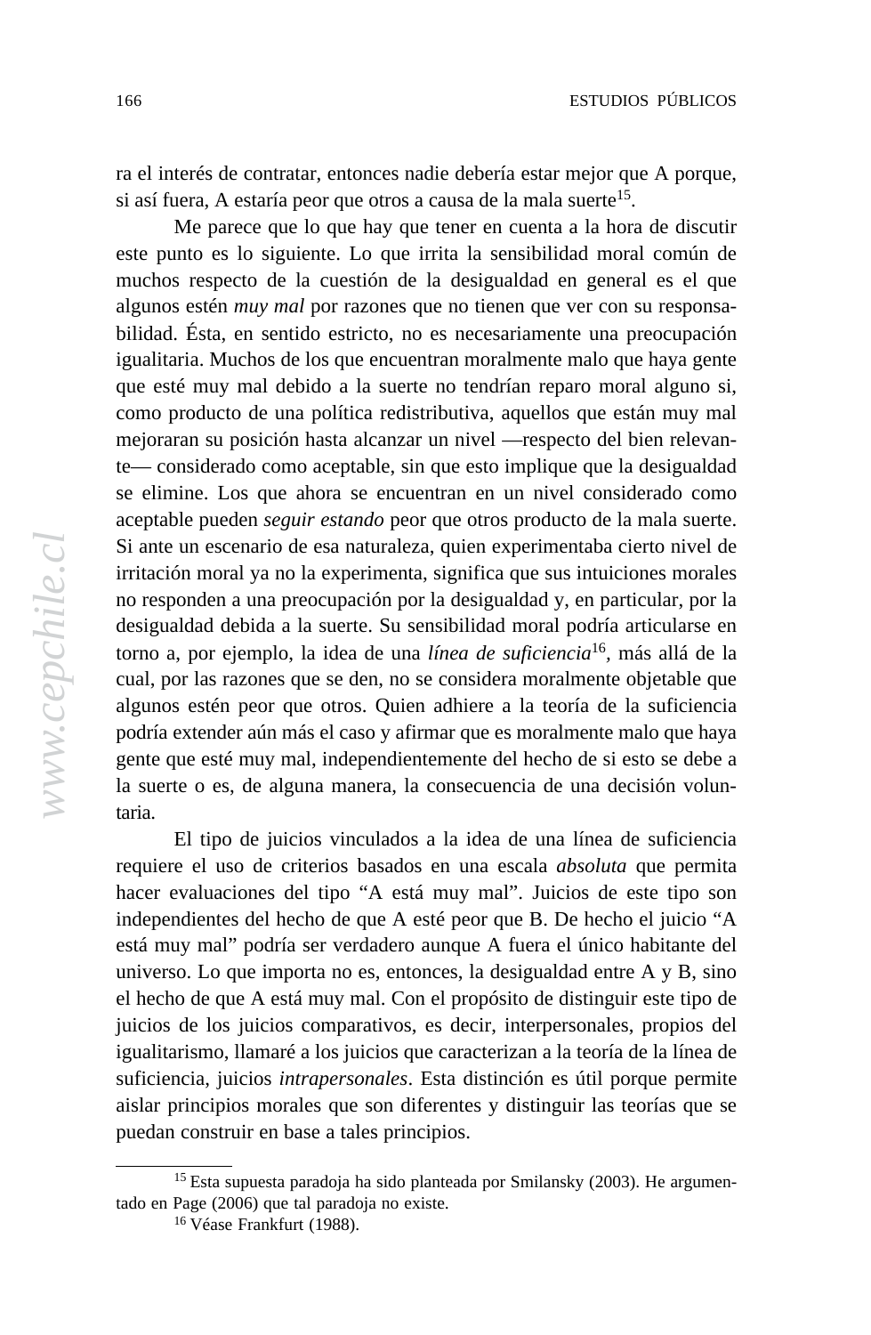ra el interés de contratar, entonces nadie debería estar mejor que A porque, si así fuera, A estaría peor que otros a causa de la mala suerte[15].

Me parece que lo que hay que tener en cuenta a la hora de discutir este punto es lo siguiente. Lo que irrita la sensibilidad moral común de muchos respecto de la cuestión de la desigualdad en general es el que algunos estén *muy mal* por razones que no tienen que ver con su responsabilidad. Ésta, en sentido estricto, no es necesariamente una preocupación igualitaria. Muchos de los que encuentran moralmente malo que haya gente que esté muy mal debido a la suerte no tendrían reparo moral alguno si, como producto de una política redistributiva, aquellos que están muy mal mejoraran su posición hasta alcanzar un nivel —respecto del bien relevante— considerado como aceptable, sin que esto implique que la desigualdad se elimine. Los que ahora se encuentran en un nivel considerado como aceptable pueden *seguir estando* peor que otros producto de la mala suerte. Si ante un escenario de esa naturaleza, quien experimentaba cierto nivel de irritación moral ya no la experimenta, significa que sus intuiciones morales no responden a una preocupación por la desigualdad y, en particular, por la desigualdad debida a la suerte. Su sensibilidad moral podría articularse en torno a, por ejemplo, la idea de una *línea de suficiencia*[16], más allá de la cual, por las razones que se den, no se considera moralmente objetable que algunos estén peor que otros. Quien adhiere a la teoría de la suficiencia podría extender aún más el caso y afirmar que es moralmente malo que haya gente que esté muy mal, independientemente del hecho de si esto se debe a la suerte o es, de alguna manera, la consecuencia de una decisión voluntaria.

El tipo de juicios vinculados a la idea de una línea de suficiencia requiere el uso de criterios basados en una escala *absoluta* que permita hacer evaluaciones del tipo "A está muy mal". Juicios de este tipo son independientes del hecho de que A esté peor que B. De hecho el juicio "A está muy mal" podría ser verdadero aunque A fuera el único habitante del universo. Lo que importa no es, entonces, la desigualdad entre A y B, sino el hecho de que A está muy mal. Con el propósito de distinguir este tipo de juicios de los juicios comparativos, es decir, interpersonales, propios del igualitarismo, llamaré a los juicios que caracterizan a la teoría de la línea de suficiencia, juicios *intrapersonales*. Esta distinción es útil porque permite aislar principios morales que son diferentes y distinguir las teorías que se puedan construir en base a tales principios.

---

[15] Esta supuesta paradoja ha sido planteada por Smilansky (2003). He argumentado en Page (2006) que tal paradoja no existe.

[16] Véase Frankfurt (1988).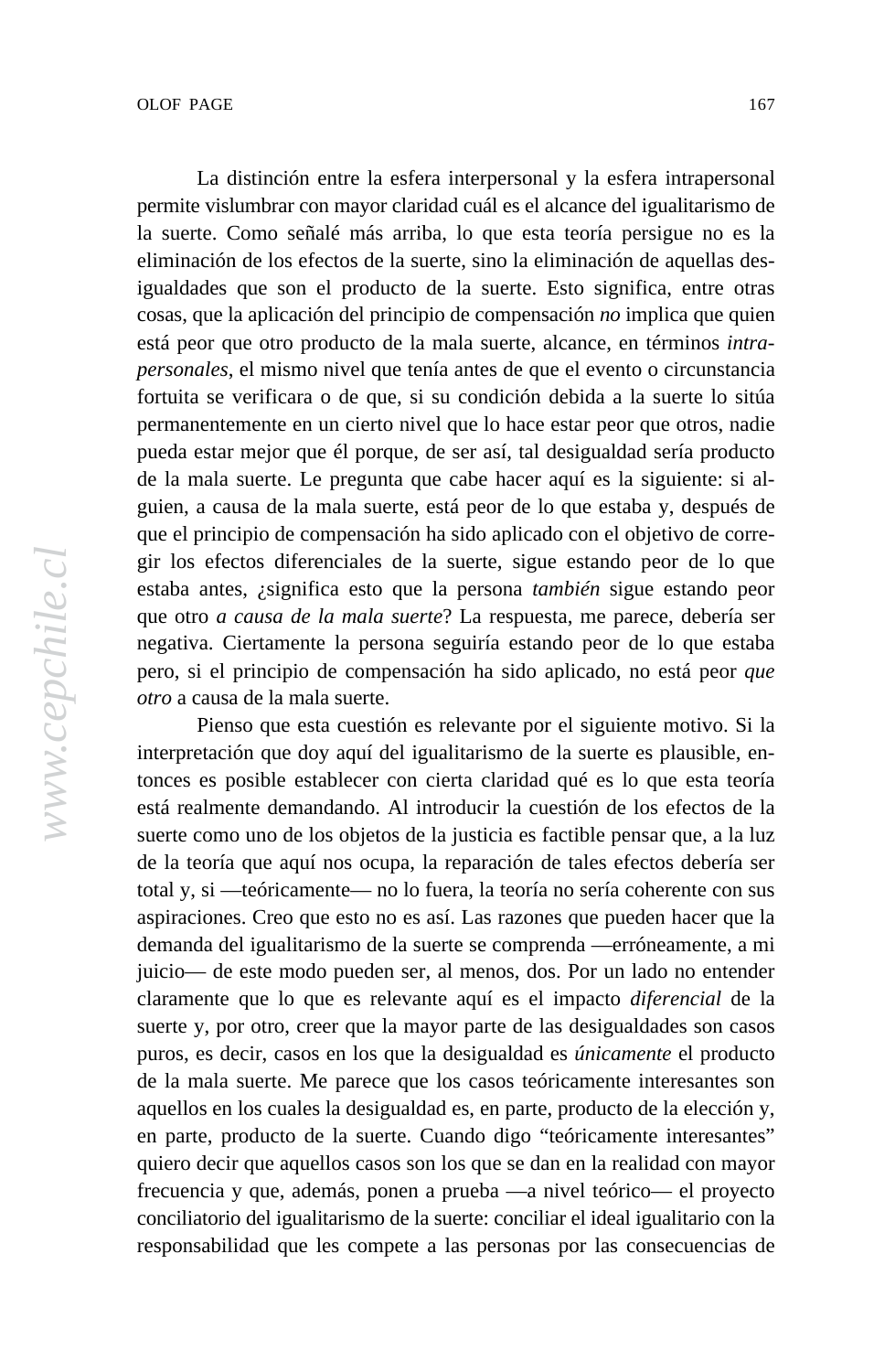La distinción entre la esfera interpersonal y la esfera intrapersonal permite vislumbrar con mayor claridad cuál es el alcance del igualitarismo de la suerte. Como señalé más arriba, lo que esta teoría persigue no es la eliminación de los efectos de la suerte, sino la eliminación de aquellas desigualdades que son el producto de la suerte. Esto significa, entre otras cosas, que la aplicación del principio de compensación *no* implica que quien está peor que otro producto de la mala suerte, alcance, en términos *intrapersonales*, el mismo nivel que tenía antes de que el evento o circunstancia fortuita se verificara o de que, si su condición debida a la suerte lo sitúa permanentemente en un cierto nivel que lo hace estar peor que otros, nadie pueda estar mejor que él porque, de ser así, tal desigualdad sería producto de la mala suerte. Le pregunta que cabe hacer aquí es la siguiente: si alguien, a causa de la mala suerte, está peor de lo que estaba y, después de que el principio de compensación ha sido aplicado con el objetivo de corregir los efectos diferenciales de la suerte, sigue estando peor de lo que estaba antes, ¿significa esto que la persona *también* sigue estando peor que otro *a causa de la mala suerte*? La respuesta, me parece, debería ser negativa. Ciertamente la persona seguiría estando peor de lo que estaba pero, si el principio de compensación ha sido aplicado, no está peor *que otro* a causa de la mala suerte.

Pienso que esta cuestión es relevante por el siguiente motivo. Si la interpretación que doy aquí del igualitarismo de la suerte es plausible, entonces es posible establecer con cierta claridad qué es lo que esta teoría está realmente demandando. Al introducir la cuestión de los efectos de la suerte como uno de los objetos de la justicia es factible pensar que, a la luz de la teoría que aquí nos ocupa, la reparación de tales efectos debería ser total y, si —teóricamente— no lo fuera, la teoría no sería coherente con sus aspiraciones. Creo que esto no es así. Las razones que pueden hacer que la demanda del igualitarismo de la suerte se comprenda —erróneamente, a mi juicio— de este modo pueden ser, al menos, dos. Por un lado no entender claramente que lo que es relevante aquí es el impacto *diferencial* de la suerte y, por otro, creer que la mayor parte de las desigualdades son casos puros, es decir, casos en los que la desigualdad es *únicamente* el producto de la mala suerte. Me parece que los casos teóricamente interesantes son aquellos en los cuales la desigualdad es, en parte, producto de la elección y, en parte, producto de la suerte. Cuando digo "teóricamente interesantes" quiero decir que aquellos casos son los que se dan en la realidad con mayor frecuencia y que, además, ponen a prueba —a nivel teórico— el proyecto conciliatorio del igualitarismo de la suerte: conciliar el ideal igualitario con la responsabilidad que les compete a las personas por las consecuencias de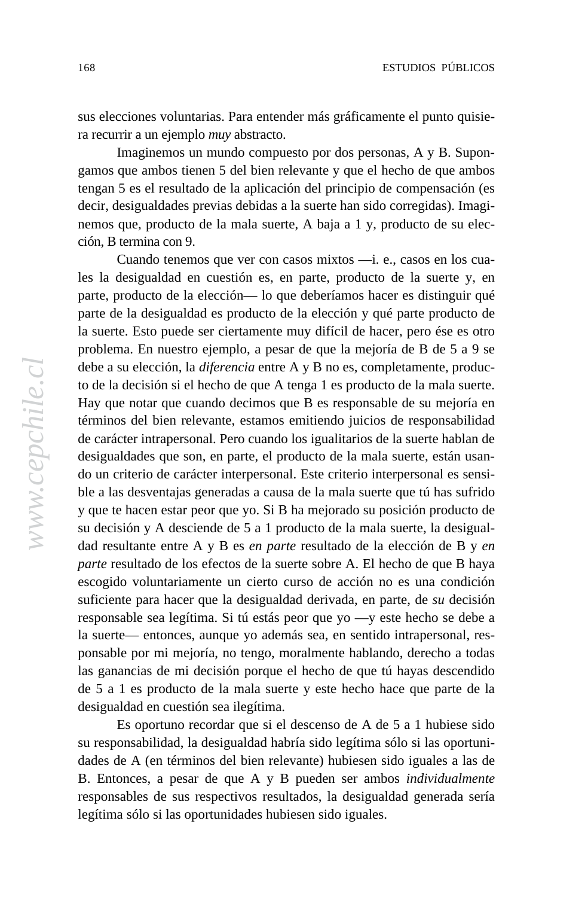sus elecciones voluntarias. Para entender más gráficamente el punto quisiera recurrir a un ejemplo *muy* abstracto.

Imaginemos un mundo compuesto por dos personas, A y B. Supongamos que ambos tienen 5 del bien relevante y que el hecho de que ambos tengan 5 es el resultado de la aplicación del principio de compensación (es decir, desigualdades previas debidas a la suerte han sido corregidas). Imaginemos que, producto de la mala suerte, A baja a 1 y, producto de su elección, B termina con 9.

Cuando tenemos que ver con casos mixtos —i. e., casos en los cuales la desigualdad en cuestión es, en parte, producto de la suerte y, en parte, producto de la elección— lo que deberíamos hacer es distinguir qué parte de la desigualdad es producto de la elección y qué parte producto de la suerte. Esto puede ser ciertamente muy difícil de hacer, pero ése es otro problema. En nuestro ejemplo, a pesar de que la mejoría de B de 5 a 9 se debe a su elección, la *diferencia* entre A y B no es, completamente, producto de la decisión si el hecho de que A tenga 1 es producto de la mala suerte. Hay que notar que cuando decimos que B es responsable de su mejoría en términos del bien relevante, estamos emitiendo juicios de responsabilidad de carácter intrapersonal. Pero cuando los igualitarios de la suerte hablan de desigualdades que son, en parte, el producto de la mala suerte, están usando un criterio de carácter interpersonal. Este criterio interpersonal es sensible a las desventajas generadas a causa de la mala suerte que tú has sufrido y que te hacen estar peor que yo. Si B ha mejorado su posición producto de su decisión y A desciende de 5 a 1 producto de la mala suerte, la desigualdad resultante entre A y B es *en parte* resultado de la elección de B y *en parte* resultado de los efectos de la suerte sobre A. El hecho de que B haya escogido voluntariamente un cierto curso de acción no es una condición suficiente para hacer que la desigualdad derivada, en parte, de *su* decisión responsable sea legítima. Si tú estás peor que yo —y este hecho se debe a la suerte— entonces, aunque yo además sea, en sentido intrapersonal, responsable por mi mejoría, no tengo, moralmente hablando, derecho a todas las ganancias de mi decisión porque el hecho de que tú hayas descendido de 5 a 1 es producto de la mala suerte y este hecho hace que parte de la desigualdad en cuestión sea ilegítima.

Es oportuno recordar que si el descenso de A de 5 a 1 hubiese sido su responsabilidad, la desigualdad habría sido legítima sólo si las oportunidades de A (en términos del bien relevante) hubiesen sido iguales a las de B. Entonces, a pesar de que A y B pueden ser ambos *individualmente* responsables de sus respectivos resultados, la desigualdad generada sería legítima sólo si las oportunidades hubiesen sido iguales.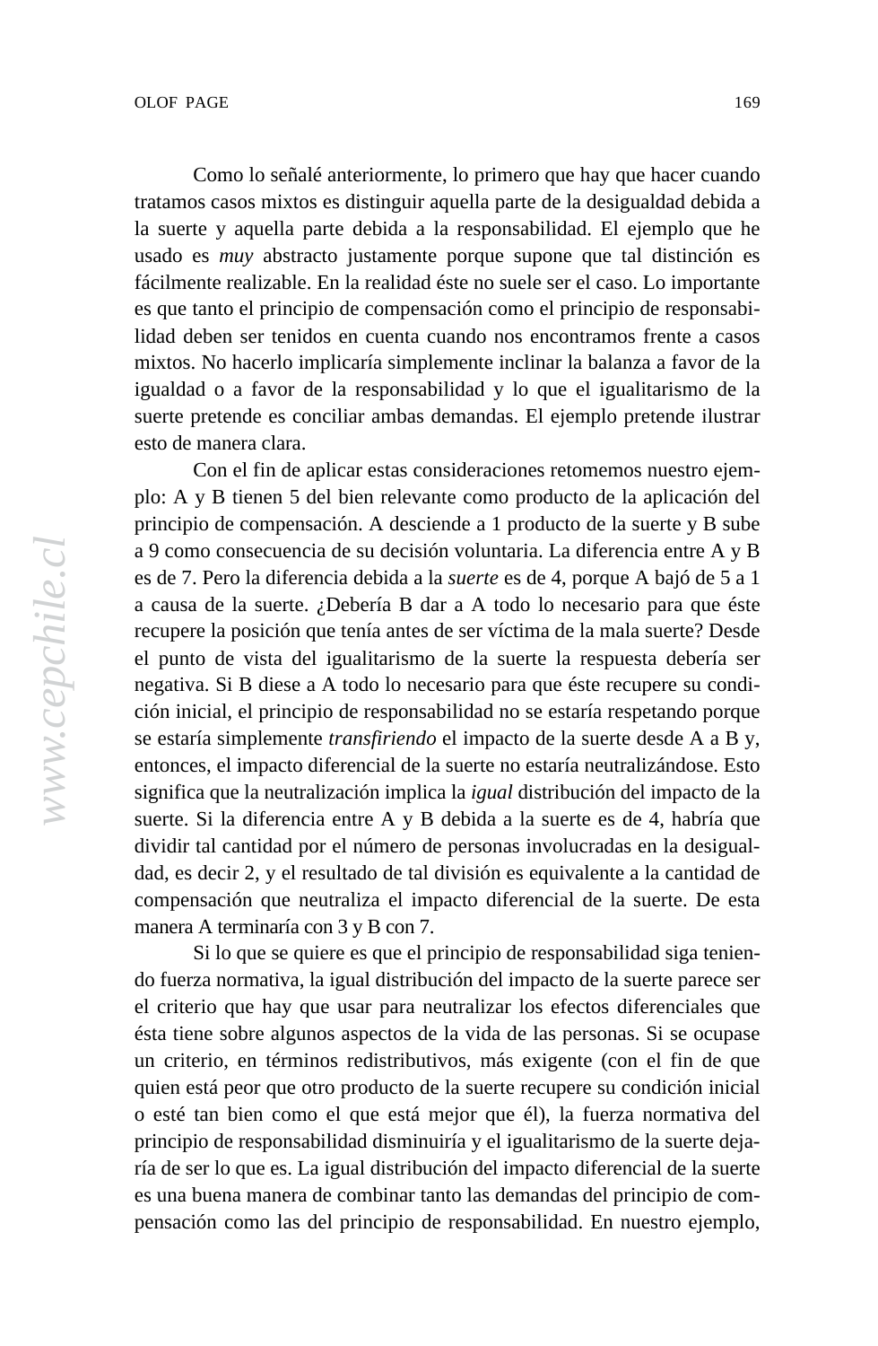Como lo señalé anteriormente, lo primero que hay que hacer cuando tratamos casos mixtos es distinguir aquella parte de la desigualdad debida a la suerte y aquella parte debida a la responsabilidad. El ejemplo que he usado es *muy* abstracto justamente porque supone que tal distinción es fácilmente realizable. En la realidad éste no suele ser el caso. Lo importante es que tanto el principio de compensación como el principio de responsabilidad deben ser tenidos en cuenta cuando nos encontramos frente a casos mixtos. No hacerlo implicaría simplemente inclinar la balanza a favor de la igualdad o a favor de la responsabilidad y lo que el igualitarismo de la suerte pretende es conciliar ambas demandas. El ejemplo pretende ilustrar esto de manera clara.

Con el fin de aplicar estas consideraciones retomemos nuestro ejemplo: A y B tienen 5 del bien relevante como producto de la aplicación del principio de compensación. A desciende a 1 producto de la suerte y B sube a 9 como consecuencia de su decisión voluntaria. La diferencia entre A y B es de 7. Pero la diferencia debida a la *suerte* es de 4, porque A bajó de 5 a 1 a causa de la suerte. ¿Debería B dar a A todo lo necesario para que éste recupere la posición que tenía antes de ser víctima de la mala suerte? Desde el punto de vista del igualitarismo de la suerte la respuesta debería ser negativa. Si B diese a A todo lo necesario para que éste recupere su condición inicial, el principio de responsabilidad no se estaría respetando porque se estaría simplemente *transfiriendo* el impacto de la suerte desde A a B y, entonces, el impacto diferencial de la suerte no estaría neutralizándose. Esto significa que la neutralización implica la *igual* distribución del impacto de la suerte. Si la diferencia entre A y B debida a la suerte es de 4, habría que dividir tal cantidad por el número de personas involucradas en la desigualdad, es decir 2, y el resultado de tal división es equivalente a la cantidad de compensación que neutraliza el impacto diferencial de la suerte. De esta manera A terminaría con 3 y B con 7.

Si lo que se quiere es que el principio de responsabilidad siga teniendo fuerza normativa, la igual distribución del impacto de la suerte parece ser el criterio que hay que usar para neutralizar los efectos diferenciales que ésta tiene sobre algunos aspectos de la vida de las personas. Si se ocupase un criterio, en términos redistributivos, más exigente (con el fin de que quien está peor que otro producto de la suerte recupere su condición inicial o esté tan bien como el que está mejor que él), la fuerza normativa del principio de responsabilidad disminuiría y el igualitarismo de la suerte dejaría de ser lo que es. La igual distribución del impacto diferencial de la suerte es una buena manera de combinar tanto las demandas del principio de compensación como las del principio de responsabilidad. En nuestro ejemplo,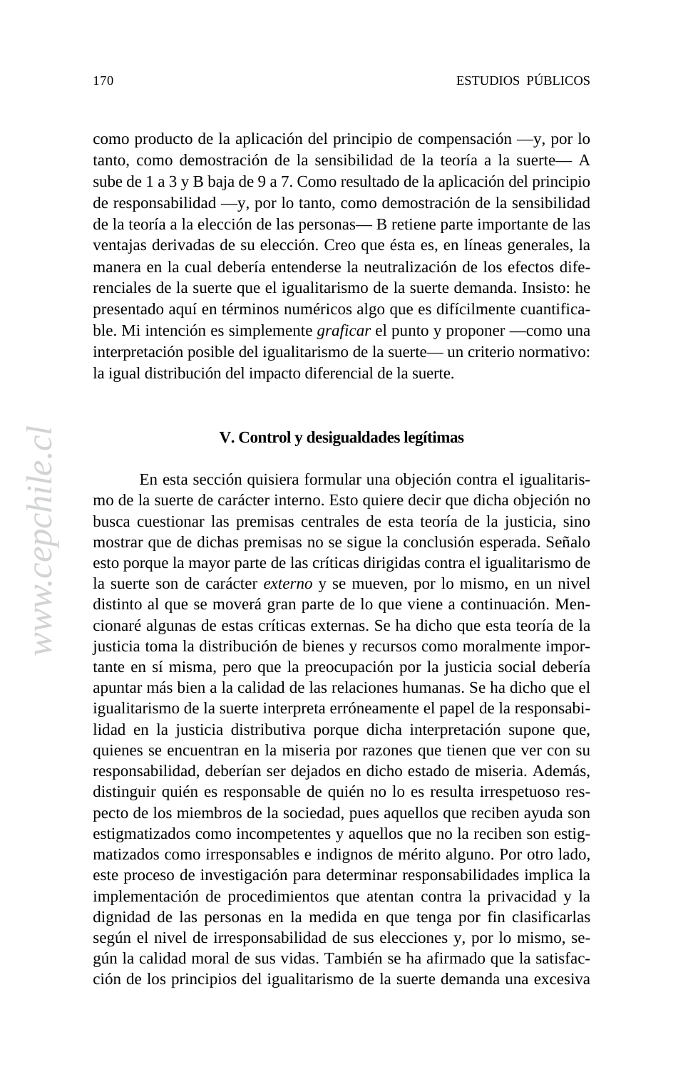como producto de la aplicación del principio de compensación —y, por lo tanto, como demostración de la sensibilidad de la teoría a la suerte— A sube de 1 a 3 y B baja de 9 a 7. Como resultado de la aplicación del principio de responsabilidad —y, por lo tanto, como demostración de la sensibilidad de la teoría a la elección de las personas— B retiene parte importante de las ventajas derivadas de su elección. Creo que ésta es, en líneas generales, la manera en la cual debería entenderse la neutralización de los efectos diferenciales de la suerte que el igualitarismo de la suerte demanda. Insisto: he presentado aquí en términos numéricos algo que es difícilmente cuantificable. Mi intención es simplemente *graficar* el punto y proponer —como una interpretación posible del igualitarismo de la suerte— un criterio normativo: la igual distribución del impacto diferencial de la suerte.

## V. Control y desigualdades legítimas

En esta sección quisiera formular una objeción contra el igualitarismo de la suerte de carácter interno. Esto quiere decir que dicha objeción no busca cuestionar las premisas centrales de esta teoría de la justicia, sino mostrar que de dichas premisas no se sigue la conclusión esperada. Señalo esto porque la mayor parte de las críticas dirigidas contra el igualitarismo de la suerte son de carácter *externo* y se mueven, por lo mismo, en un nivel distinto al que se moverá gran parte de lo que viene a continuación. Mencionaré algunas de estas críticas externas. Se ha dicho que esta teoría de la justicia toma la distribución de bienes y recursos como moralmente importante en sí misma, pero que la preocupación por la justicia social debería apuntar más bien a la calidad de las relaciones humanas. Se ha dicho que el igualitarismo de la suerte interpreta erróneamente el papel de la responsabilidad en la justicia distributiva porque dicha interpretación supone que, quienes se encuentran en la miseria por razones que tienen que ver con su responsabilidad, deberían ser dejados en dicho estado de miseria. Además, distinguir quién es responsable de quién no lo es resulta irrespetuoso respecto de los miembros de la sociedad, pues aquellos que reciben ayuda son estigmatizados como incompetentes y aquellos que no la reciben son estigmatizados como irresponsables e indignos de mérito alguno. Por otro lado, este proceso de investigación para determinar responsabilidades implica la implementación de procedimientos que atentan contra la privacidad y la dignidad de las personas en la medida en que tenga por fin clasificarlas según el nivel de irresponsabilidad de sus elecciones y, por lo mismo, según la calidad moral de sus vidas. También se ha afirmado que la satisfacción de los principios del igualitarismo de la suerte demanda una excesiva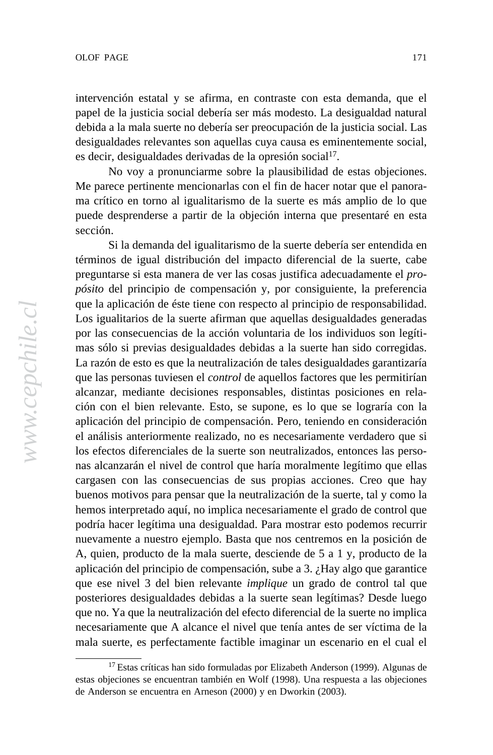intervención estatal y se afirma, en contraste con esta demanda, que el papel de la justicia social debería ser más modesto. La desigualdad natural debida a la mala suerte no debería ser preocupación de la justicia social. Las desigualdades relevantes son aquellas cuya causa es eminentemente social, es decir, desigualdades derivadas de la opresión social[17].

No voy a pronunciarme sobre la plausibilidad de estas objeciones. Me parece pertinente mencionarlas con el fin de hacer notar que el panorama crítico en torno al igualitarismo de la suerte es más amplio de lo que puede desprenderse a partir de la objeción interna que presentaré en esta sección.

Si la demanda del igualitarismo de la suerte debería ser entendida en términos de igual distribución del impacto diferencial de la suerte, cabe preguntarse si esta manera de ver las cosas justifica adecuadamente el *propósito* del principio de compensación y, por consiguiente, la preferencia que la aplicación de éste tiene con respecto al principio de responsabilidad. Los igualitarios de la suerte afirman que aquellas desigualdades generadas por las consecuencias de la acción voluntaria de los individuos son legítimas sólo si previas desigualdades debidas a la suerte han sido corregidas. La razón de esto es que la neutralización de tales desigualdades garantizaría que las personas tuviesen el *control* de aquellos factores que les permitirían alcanzar, mediante decisiones responsables, distintas posiciones en relación con el bien relevante. Esto, se supone, es lo que se lograría con la aplicación del principio de compensación. Pero, teniendo en consideración el análisis anteriormente realizado, no es necesariamente verdadero que si los efectos diferenciales de la suerte son neutralizados, entonces las personas alcanzarán el nivel de control que haría moralmente legítimo que ellas cargasen con las consecuencias de sus propias acciones. Creo que hay buenos motivos para pensar que la neutralización de la suerte, tal y como la hemos interpretado aquí, no implica necesariamente el grado de control que podría hacer legítima una desigualdad. Para mostrar esto podemos recurrir nuevamente a nuestro ejemplo. Basta que nos centremos en la posición de A, quien, producto de la mala suerte, desciende de 5 a 1 y, producto de la aplicación del principio de compensación, sube a 3. ¿Hay algo que garantice que ese nivel 3 del bien relevante *implique* un grado de control tal que posteriores desigualdades debidas a la suerte sean legítimas? Desde luego que no. Ya que la neutralización del efecto diferencial de la suerte no implica necesariamente que A alcance el nivel que tenía antes de ser víctima de la mala suerte, es perfectamente factible imaginar un escenario en el cual el

[17] Estas críticas han sido formuladas por Elizabeth Anderson (1999). Algunas de estas objeciones se encuentran también en Wolf (1998). Una respuesta a las objeciones de Anderson se encuentra en Arneson (2000) y en Dworkin (2003).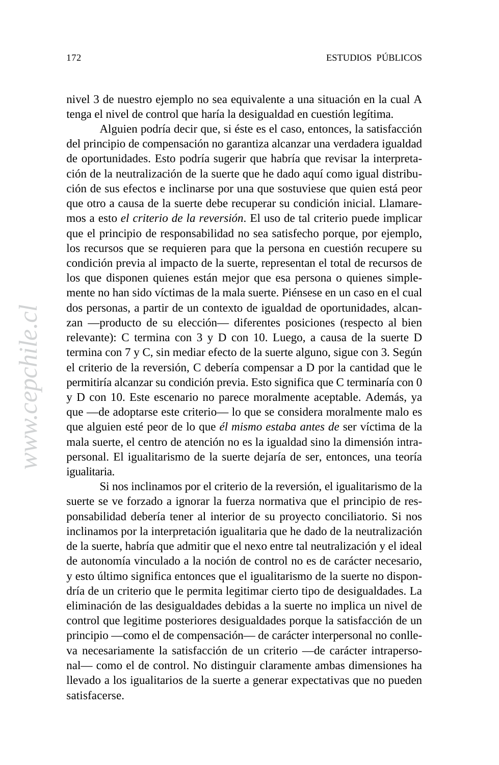nivel 3 de nuestro ejemplo no sea equivalente a una situación en la cual A tenga el nivel de control que haría la desigualdad en cuestión legítima.

Alguien podría decir que, si éste es el caso, entonces, la satisfacción del principio de compensación no garantiza alcanzar una verdadera igualdad de oportunidades. Esto podría sugerir que habría que revisar la interpretación de la neutralización de la suerte que he dado aquí como igual distribución de sus efectos e inclinarse por una que sostuviese que quien está peor que otro a causa de la suerte debe recuperar su condición inicial. Llamaremos a esto *el criterio de la reversión*. El uso de tal criterio puede implicar que el principio de responsabilidad no sea satisfecho porque, por ejemplo, los recursos que se requieren para que la persona en cuestión recupere su condición previa al impacto de la suerte, representan el total de recursos de los que disponen quienes están mejor que esa persona o quienes simplemente no han sido víctimas de la mala suerte. Piénsese en un caso en el cual dos personas, a partir de un contexto de igualdad de oportunidades, alcanzan —producto de su elección— diferentes posiciones (respecto al bien relevante): C termina con 3 y D con 10. Luego, a causa de la suerte D termina con 7 y C, sin mediar efecto de la suerte alguno, sigue con 3. Según el criterio de la reversión, C debería compensar a D por la cantidad que le permitiría alcanzar su condición previa. Esto significa que C terminaría con 0 y D con 10. Este escenario no parece moralmente aceptable. Además, ya que —de adoptarse este criterio— lo que se considera moralmente malo es que alguien esté peor de lo que *él mismo estaba antes de* ser víctima de la mala suerte, el centro de atención no es la igualdad sino la dimensión intrapersonal. El igualitarismo de la suerte dejaría de ser, entonces, una teoría igualitaria.

Si nos inclinamos por el criterio de la reversión, el igualitarismo de la suerte se ve forzado a ignorar la fuerza normativa que el principio de responsabilidad debería tener al interior de su proyecto conciliatorio. Si nos inclinamos por la interpretación igualitaria que he dado de la neutralización de la suerte, habría que admitir que el nexo entre tal neutralización y el ideal de autonomía vinculado a la noción de control no es de carácter necesario, y esto último significa entonces que el igualitarismo de la suerte no dispondría de un criterio que le permita legitimar cierto tipo de desigualdades. La eliminación de las desigualdades debidas a la suerte no implica un nivel de control que legitime posteriores desigualdades porque la satisfacción de un principio —como el de compensación— de carácter interpersonal no conlleva necesariamente la satisfacción de un criterio —de carácter intrapersonal— como el de control. No distinguir claramente ambas dimensiones ha llevado a los igualitarios de la suerte a generar expectativas que no pueden satisfacerse.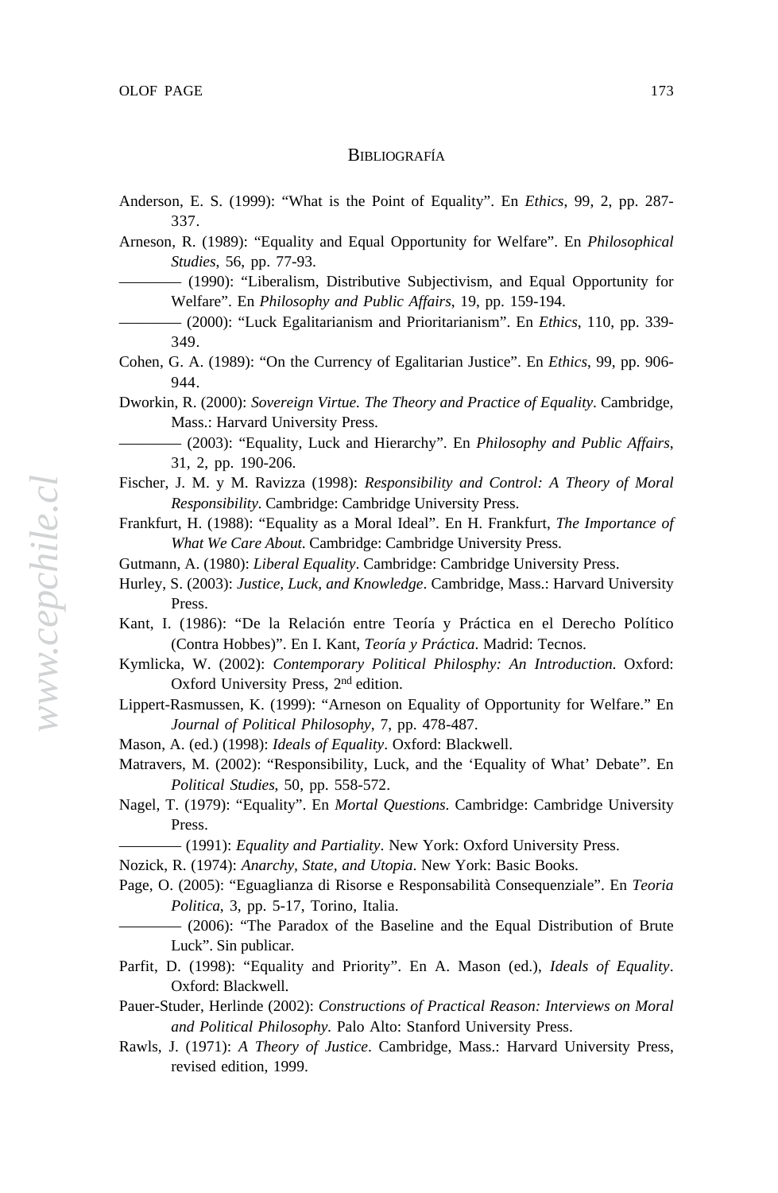## Bibliografía

Anderson, E. S. (1999): "What is the Point of Equality". En *Ethics*, 99, 2, pp. 287-337.

Arneson, R. (1989): "Equality and Equal Opportunity for Welfare". En *Philosophical Studies*, 56, pp. 77-93.

———— (1990): "Liberalism, Distributive Subjectivism, and Equal Opportunity for Welfare". En *Philosophy and Public Affairs*, 19, pp. 159-194.

———— (2000): "Luck Egalitarianism and Prioritarianism". En *Ethics*, 110, pp. 339-349.

Cohen, G. A. (1989): "On the Currency of Egalitarian Justice". En *Ethics*, 99, pp. 906-944.

Dworkin, R. (2000): *Sovereign Virtue. The Theory and Practice of Equality*. Cambridge, Mass.: Harvard University Press.

———— (2003): "Equality, Luck and Hierarchy". En *Philosophy and Public Affairs*, 31, 2, pp. 190-206.

Fischer, J. M. y M. Ravizza (1998): *Responsibility and Control: A Theory of Moral Responsibility*. Cambridge: Cambridge University Press.

Frankfurt, H. (1988): "Equality as a Moral Ideal". En H. Frankfurt, *The Importance of What We Care About*. Cambridge: Cambridge University Press.

Gutmann, A. (1980): *Liberal Equality*. Cambridge: Cambridge University Press.

Hurley, S. (2003): *Justice, Luck, and Knowledge*. Cambridge, Mass.: Harvard University Press.

Kant, I. (1986): "De la Relación entre Teoría y Práctica en el Derecho Político (Contra Hobbes)". En I. Kant, *Teoría y Práctica*. Madrid: Tecnos.

Kymlicka, W. (2002): *Contemporary Political Philosphy: An Introduction*. Oxford: Oxford University Press, 2nd edition.

Lippert-Rasmussen, K. (1999): "Arneson on Equality of Opportunity for Welfare." En *Journal of Political Philosophy*, 7, pp. 478-487.

Mason, A. (ed.) (1998): *Ideals of Equality*. Oxford: Blackwell.

Matravers, M. (2002): "Responsibility, Luck, and the 'Equality of What' Debate". En *Political Studies*, 50, pp. 558-572.

Nagel, T. (1979): "Equality". En *Mortal Questions*. Cambridge: Cambridge University Press.

———— (1991): *Equality and Partiality*. New York: Oxford University Press.

Nozick, R. (1974): *Anarchy, State, and Utopia*. New York: Basic Books.

Page, O. (2005): "Eguaglianza di Risorse e Responsabilità Consequenziale". En *Teoria Politica*, 3, pp. 5-17, Torino, Italia.

———— (2006): "The Paradox of the Baseline and the Equal Distribution of Brute Luck". Sin publicar.

Parfit, D. (1998): "Equality and Priority". En A. Mason (ed.), *Ideals of Equality*. Oxford: Blackwell.

Pauer-Studer, Herlinde (2002): *Constructions of Practical Reason: Interviews on Moral and Political Philosophy.* Palo Alto: Stanford University Press.

Rawls, J. (1971): *A Theory of Justice*. Cambridge, Mass.: Harvard University Press, revised edition, 1999.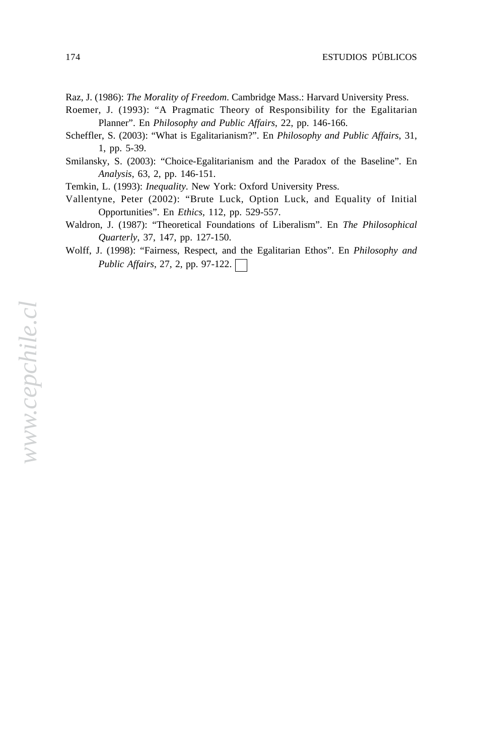Raz, J. (1986): *The Morality of Freedom*. Cambridge Mass.: Harvard University Press.

Roemer, J. (1993): "A Pragmatic Theory of Responsibility for the Egalitarian Planner". En *Philosophy and Public Affairs*, 22, pp. 146-166.

Scheffler, S. (2003): "What is Egalitarianism?". En *Philosophy and Public Affairs*, 31, 1, pp. 5-39.

Smilansky, S. (2003): "Choice-Egalitarianism and the Paradox of the Baseline". En *Analysis*, 63, 2, pp. 146-151.

Temkin, L. (1993): *Inequality*. New York: Oxford University Press.

Vallentyne, Peter (2002): "Brute Luck, Option Luck, and Equality of Initial Opportunities". En *Ethics*, 112, pp. 529-557.

Waldron, J. (1987): "Theoretical Foundations of Liberalism". En *The Philosophical Quarterly*, 37, 147, pp. 127-150.

Wolff, J. (1998): "Fairness, Respect, and the Egalitarian Ethos". En *Philosophy and Public Affairs*, 27, 2, pp. 97-122.